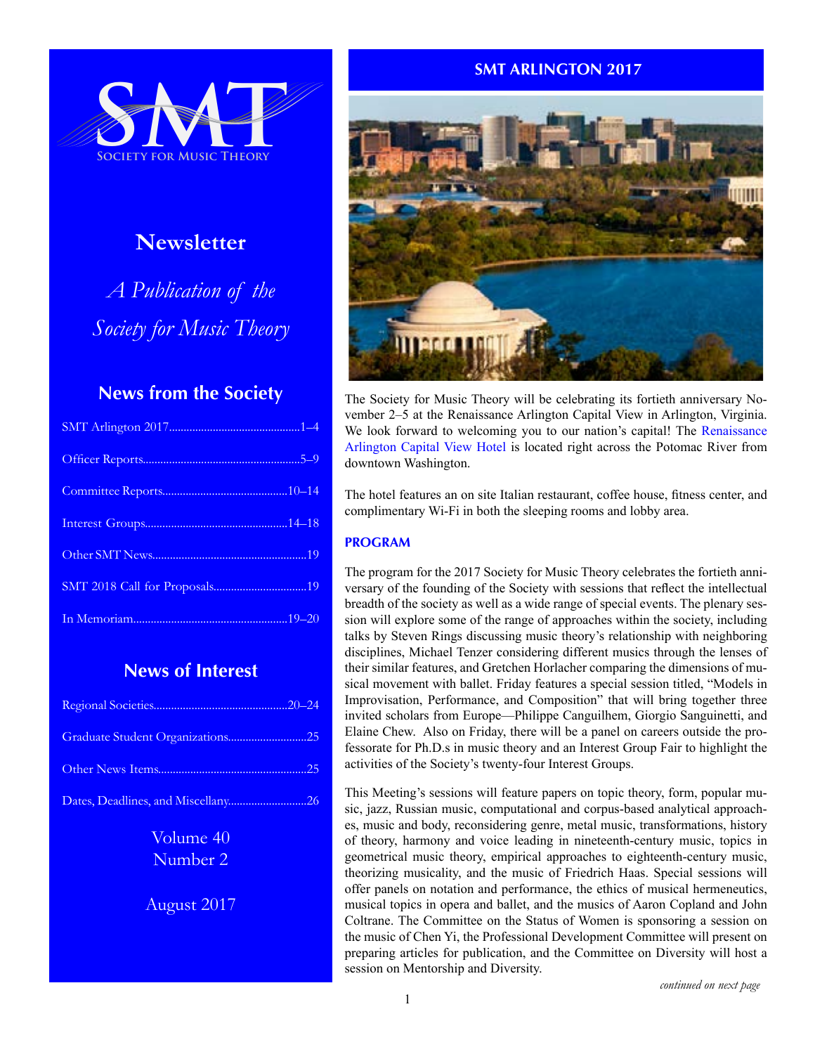# SMT

SOCIETY FOR MUSIC THEORY

## Newsletter

*A Publication of the Society for Music Theory*

### News from the Society

- SMT Arlington 2017............................................1–4
- Officer Reports......................................................5–9
- Committee Reports..........................................10–14
- Interest Groups................................................14–18
- Other SMT News....................................................19
- SMT 2018 Call for Proposals...............................19
- In Memoriam...................................................19–20

### News of Interest

- Regional Societies.............................................20–24
- Graduate Student Organizations..........................25
- Other News Items..................................................25
- Dates, Deadlines, and Miscellany..........................26

Volume 40
Number 2

August 2017

## SMT ARLINGTON 2017

The Society for Music Theory will be celebrating its fortieth anniversary November 2–5 at the Renaissance Arlington Capital View in Arlington, Virginia. We look forward to welcoming you to our nation's capital! The Renaissance Arlington Capital View Hotel is located right across the Potomac River from downtown Washington.

The hotel features an on site Italian restaurant, coffee house, fitness center, and complimentary Wi-Fi in both the sleeping rooms and lobby area.

### PROGRAM

The program for the 2017 Society for Music Theory celebrates the fortieth anniversary of the founding of the Society with sessions that reflect the intellectual breadth of the society as well as a wide range of special events. The plenary session will explore some of the range of approaches within the society, including talks by Steven Rings discussing music theory's relationship with neighboring disciplines, Michael Tenzer considering different musics through the lenses of their similar features, and Gretchen Horlacher comparing the dimensions of musical movement with ballet. Friday features a special session titled, "Models in Improvisation, Performance, and Composition" that will bring together three invited scholars from Europe—Philippe Canguilhem, Giorgio Sanguinetti, and Elaine Chew. Also on Friday, there will be a panel on careers outside the professorate for Ph.D.s in music theory and an Interest Group Fair to highlight the activities of the Society's twenty-four Interest Groups.

This Meeting's sessions will feature papers on topic theory, form, popular music, jazz, Russian music, computational and corpus-based analytical approaches, music and body, reconsidering genre, metal music, transformations, history of theory, harmony and voice leading in nineteenth-century music, topics in geometrical music theory, empirical approaches to eighteenth-century music, theorizing musicality, and the music of Friedrich Haas. Special sessions will offer panels on notation and performance, the ethics of musical hermeneutics, musical topics in opera and ballet, and the musics of Aaron Copland and John Coltrane. The Committee on the Status of Women is sponsoring a session on the music of Chen Yi, the Professional Development Committee will present on preparing articles for publication, and the Committee on Diversity will host a session on Mentorship and Diversity.

*continued on next page*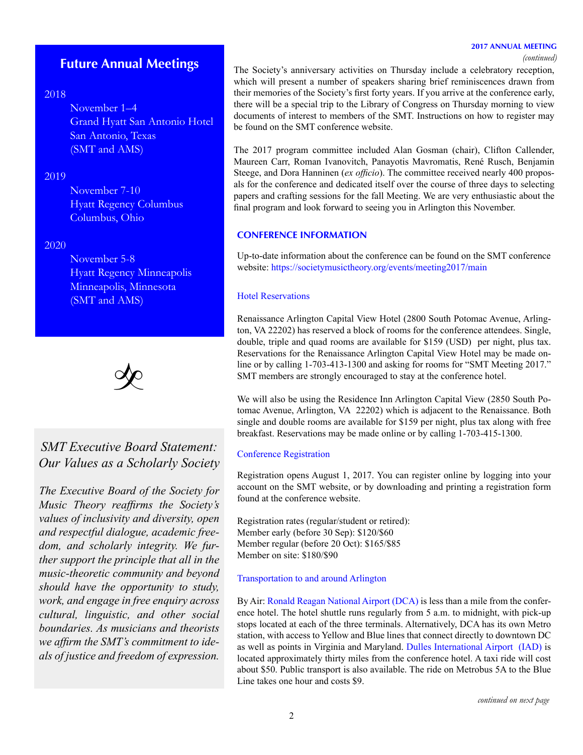## Future Annual Meetings

2018

November 1–4
Grand Hyatt San Antonio Hotel
San Antonio, Texas
(SMT and AMS)

2019

November 7-10
Hyatt Regency Columbus
Columbus, Ohio

2020

November 5-8
Hyatt Regency Minneapolis
Minneapolis, Minnesota
(SMT and AMS)

## *SMT Executive Board Statement: Our Values as a Scholarly Society*

*The Executive Board of the Society for Music Theory reaffirms the Society's values of inclusivity and diversity, open and respectful dialogue, academic freedom, and scholarly integrity. We further support the principle that all in the music-theoretic community and beyond should have the opportunity to study, work, and engage in free enquiry across cultural, linguistic, and other social boundaries. As musicians and theorists we affirm the SMT's commitment to ideals of justice and freedom of expression.*

**2017 ANNUAL MEETING**
*(continued)*

The Society's anniversary activities on Thursday include a celebratory reception, which will present a number of speakers sharing brief reminiscences drawn from their memories of the Society's first forty years. If you arrive at the conference early, there will be a special trip to the Library of Congress on Thursday morning to view documents of interest to members of the SMT. Instructions on how to register may be found on the SMT conference website.

The 2017 program committee included Alan Gosman (chair), Clifton Callender, Maureen Carr, Roman Ivanovitch, Panayotis Mavromatis, René Rusch, Benjamin Steege, and Dora Hanninen (*ex officio*). The committee received nearly 400 proposals for the conference and dedicated itself over the course of three days to selecting papers and crafting sessions for the fall Meeting. We are very enthusiastic about the final program and look forward to seeing you in Arlington this November.

### CONFERENCE INFORMATION

Up-to-date information about the conference can be found on the SMT conference website: https://societymusictheory.org/events/meeting2017/main

#### Hotel Reservations

Renaissance Arlington Capital View Hotel (2800 South Potomac Avenue, Arlington, VA 22202) has reserved a block of rooms for the conference attendees. Single, double, triple and quad rooms are available for $159 (USD) per night, plus tax. Reservations for the Renaissance Arlington Capital View Hotel may be made online or by calling 1-703-413-1300 and asking for rooms for "SMT Meeting 2017." SMT members are strongly encouraged to stay at the conference hotel.

We will also be using the Residence Inn Arlington Capital View (2850 South Potomac Avenue, Arlington, VA 22202) which is adjacent to the Renaissance. Both single and double rooms are available for $159 per night, plus tax along with free breakfast. Reservations may be made online or by calling 1-703-415-1300.

#### Conference Registration

Registration opens August 1, 2017. You can register online by logging into your account on the SMT website, or by downloading and printing a registration form found at the conference website.

Registration rates (regular/student or retired):
Member early (before 30 Sep): $120/$60
Member regular (before 20 Oct): $165/$85
Member on site: $180/$90

#### Transportation to and around Arlington

By Air: Ronald Reagan National Airport (DCA) is less than a mile from the conference hotel. The hotel shuttle runs regularly from 5 a.m. to midnight, with pick-up stops located at each of the three terminals. Alternatively, DCA has its own Metro station, with access to Yellow and Blue lines that connect directly to downtown DC as well as points in Virginia and Maryland. Dulles International Airport (IAD) is located approximately thirty miles from the conference hotel. A taxi ride will cost about $50. Public transport is also available. The ride on Metrobus 5A to the Blue Line takes one hour and costs $9.

*continued on next page*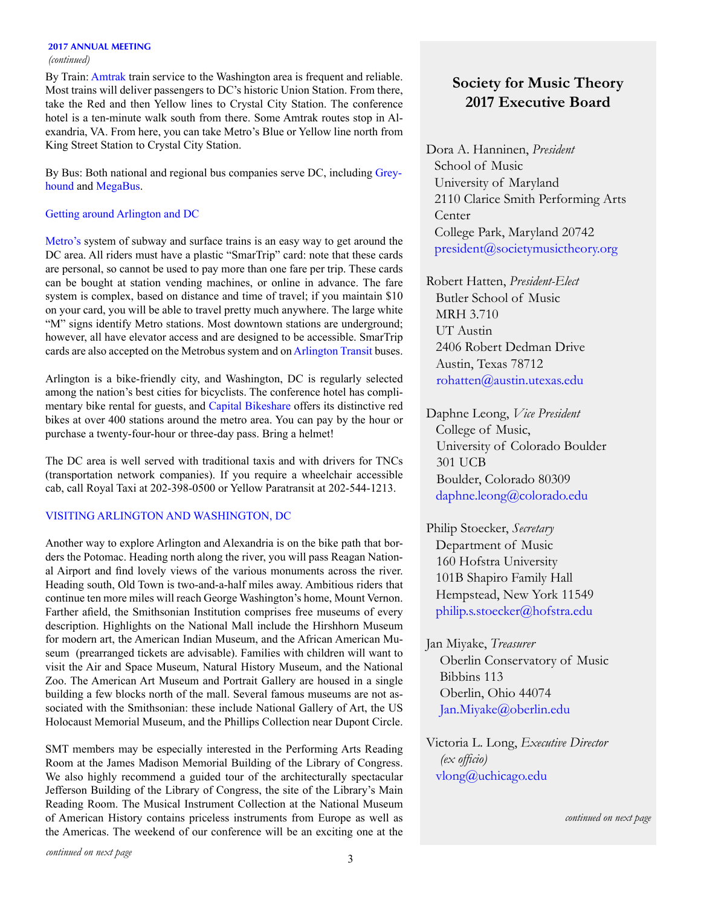**2017 ANNUAL MEETING**
*(continued)*

By Train: Amtrak train service to the Washington area is frequent and reliable. Most trains will deliver passengers to DC's historic Union Station. From there, take the Red and then Yellow lines to Crystal City Station. The conference hotel is a ten-minute walk south from there. Some Amtrak routes stop in Alexandria, VA. From here, you can take Metro's Blue or Yellow line north from King Street Station to Crystal City Station.

By Bus: Both national and regional bus companies serve DC, including Greyhound and MegaBus.

### Getting around Arlington and DC

Metro's system of subway and surface trains is an easy way to get around the DC area. All riders must have a plastic "SmarTrip" card: note that these cards are personal, so cannot be used to pay more than one fare per trip. These cards can be bought at station vending machines, or online in advance. The fare system is complex, based on distance and time of travel; if you maintain $10 on your card, you will be able to travel pretty much anywhere. The large white "M" signs identify Metro stations. Most downtown stations are underground; however, all have elevator access and are designed to be accessible. SmarTrip cards are also accepted on the Metrobus system and on Arlington Transit buses.

Arlington is a bike-friendly city, and Washington, DC is regularly selected among the nation's best cities for bicyclists. The conference hotel has complimentary bike rental for guests, and Capital Bikeshare offers its distinctive red bikes at over 400 stations around the metro area. You can pay by the hour or purchase a twenty-four-hour or three-day pass. Bring a helmet!

The DC area is well served with traditional taxis and with drivers for TNCs (transportation network companies). If you require a wheelchair accessible cab, call Royal Taxi at 202-398-0500 or Yellow Paratransit at 202-544-1213.

### VISITING ARLINGTON AND WASHINGTON, DC

Another way to explore Arlington and Alexandria is on the bike path that borders the Potomac. Heading north along the river, you will pass Reagan National Airport and find lovely views of the various monuments across the river. Heading south, Old Town is two-and-a-half miles away. Ambitious riders that continue ten more miles will reach George Washington's home, Mount Vernon. Farther afield, the Smithsonian Institution comprises free museums of every description. Highlights on the National Mall include the Hirshhorn Museum for modern art, the American Indian Museum, and the African American Museum (prearranged tickets are advisable). Families with children will want to visit the Air and Space Museum, Natural History Museum, and the National Zoo. The American Art Museum and Portrait Gallery are housed in a single building a few blocks north of the mall. Several famous museums are not associated with the Smithsonian: these include National Gallery of Art, the US Holocaust Memorial Museum, and the Phillips Collection near Dupont Circle.

SMT members may be especially interested in the Performing Arts Reading Room at the James Madison Memorial Building of the Library of Congress. We also highly recommend a guided tour of the architecturally spectacular Jefferson Building of the Library of Congress, the site of the Library's Main Reading Room. The Musical Instrument Collection at the National Museum of American History contains priceless instruments from Europe as well as the Americas. The weekend of our conference will be an exciting one at the

*continued on next page*

## Society for Music Theory 2017 Executive Board

Dora A. Hanninen, *President*
School of Music
University of Maryland
2110 Clarice Smith Performing Arts Center
College Park, Maryland 20742
president@societymusictheory.org

Robert Hatten, *President-Elect*
Butler School of Music
MRH 3.710
UT Austin
2406 Robert Dedman Drive
Austin, Texas 78712
rohatten@austin.utexas.edu

Daphne Leong, *Vice President*
College of Music,
University of Colorado Boulder
301 UCB
Boulder, Colorado 80309
daphne.leong@colorado.edu

Philip Stoecker, *Secretary*
Department of Music
160 Hofstra University
101B Shapiro Family Hall
Hempstead, New York 11549
philip.s.stoecker@hofstra.edu

Jan Miyake, *Treasurer*
Oberlin Conservatory of Music
Bibbins 113
Oberlin, Ohio 44074
Jan.Miyake@oberlin.edu

Victoria L. Long, *Executive Director*
*(ex officio)*
vlong@uchicago.edu

*continued on next page*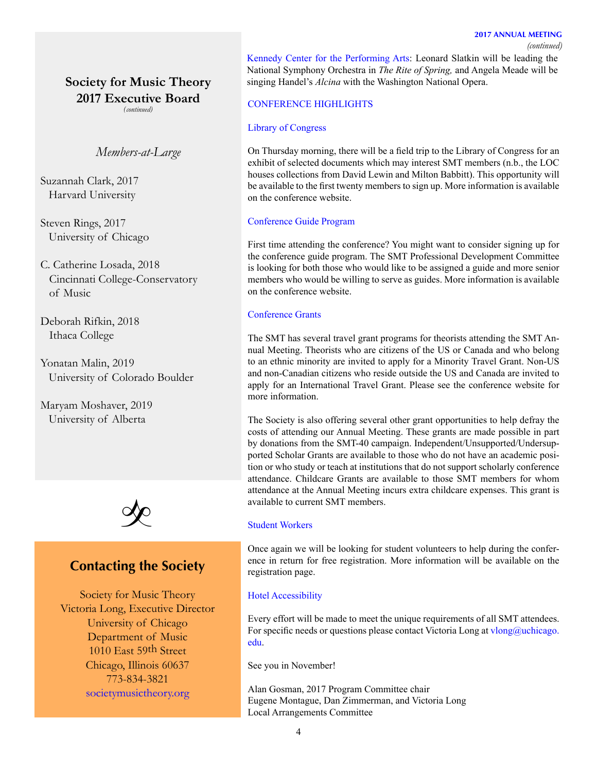## Society for Music Theory 2017 Executive Board

*(continued)*

### *Members-at-Large*

Suzannah Clark, 2017
Harvard University

Steven Rings, 2017
University of Chicago

C. Catherine Losada, 2018
Cincinnati College-Conservatory of Music

Deborah Rifkin, 2018
Ithaca College

Yonatan Malin, 2019
University of Colorado Boulder

Maryam Moshaver, 2019
University of Alberta

## Contacting the Society

Society for Music Theory
Victoria Long, Executive Director
University of Chicago
Department of Music
1010 East 59th Street
Chicago, Illinois 60637
773-834-3821
societymusictheory.org

**2017 ANNUAL MEETING** *(continued)*

Kennedy Center for the Performing Arts: Leonard Slatkin will be leading the National Symphony Orchestra in *The Rite of Spring,* and Angela Meade will be singing Handel's *Alcina* with the Washington National Opera.

### CONFERENCE HIGHLIGHTS

#### Library of Congress

On Thursday morning, there will be a field trip to the Library of Congress for an exhibit of selected documents which may interest SMT members (n.b., the LOC houses collections from David Lewin and Milton Babbitt). This opportunity will be available to the first twenty members to sign up. More information is available on the conference website.

#### Conference Guide Program

First time attending the conference? You might want to consider signing up for the conference guide program. The SMT Professional Development Committee is looking for both those who would like to be assigned a guide and more senior members who would be willing to serve as guides. More information is available on the conference website.

#### Conference Grants

The SMT has several travel grant programs for theorists attending the SMT Annual Meeting. Theorists who are citizens of the US or Canada and who belong to an ethnic minority are invited to apply for a Minority Travel Grant. Non-US and non-Canadian citizens who reside outside the US and Canada are invited to apply for an International Travel Grant. Please see the conference website for more information.

The Society is also offering several other grant opportunities to help defray the costs of attending our Annual Meeting. These grants are made possible in part by donations from the SMT-40 campaign. Independent/Unsupported/Undersupported Scholar Grants are available to those who do not have an academic position or who study or teach at institutions that do not support scholarly conference attendance. Childcare Grants are available to those SMT members for whom attendance at the Annual Meeting incurs extra childcare expenses. This grant is available to current SMT members.

#### Student Workers

Once again we will be looking for student volunteers to help during the conference in return for free registration. More information will be available on the registration page.

#### Hotel Accessibility

Every effort will be made to meet the unique requirements of all SMT attendees. For specific needs or questions please contact Victoria Long at vlong@uchicago.edu.

See you in November!

Alan Gosman, 2017 Program Committee chair
Eugene Montague, Dan Zimmerman, and Victoria Long
Local Arrangements Committee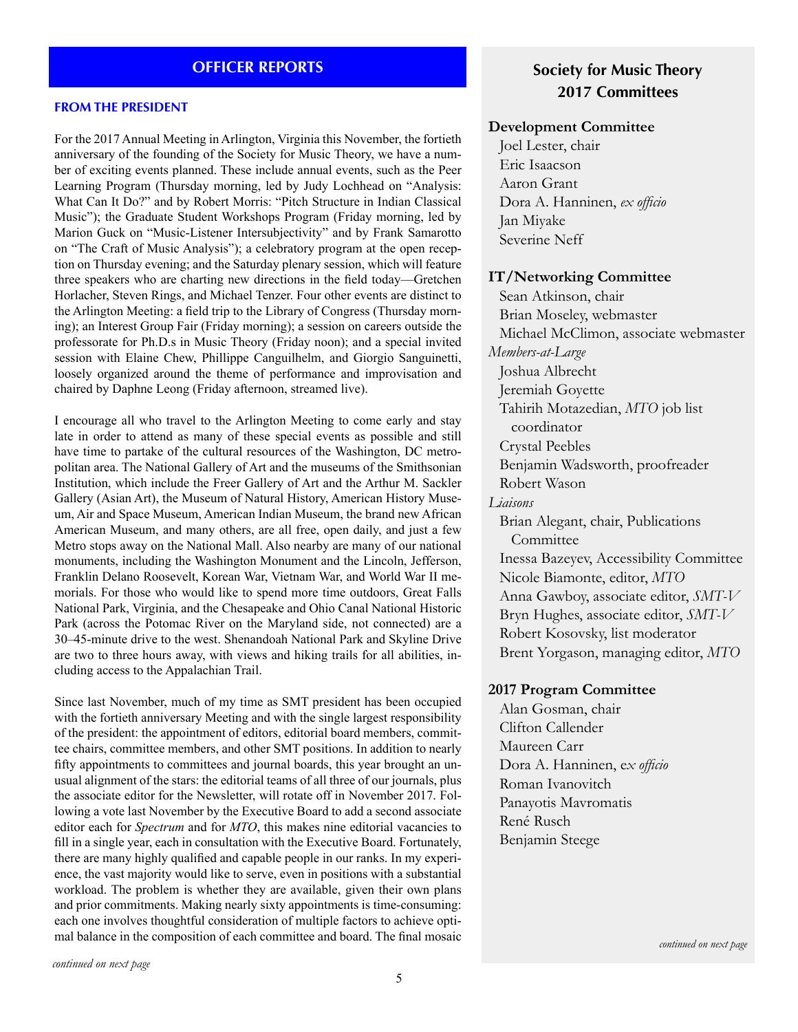## OFFICER REPORTS

### FROM THE PRESIDENT

For the 2017 Annual Meeting in Arlington, Virginia this November, the fortieth anniversary of the founding of the Society for Music Theory, we have a number of exciting events planned. These include annual events, such as the Peer Learning Program (Thursday morning, led by Judy Lochhead on "Analysis: What Can It Do?" and by Robert Morris: "Pitch Structure in Indian Classical Music"); the Graduate Student Workshops Program (Friday morning, led by Marion Guck on "Music-Listener Intersubjectivity" and by Frank Samarotto on "The Craft of Music Analysis"); a celebratory program at the open reception on Thursday evening; and the Saturday plenary session, which will feature three speakers who are charting new directions in the field today—Gretchen Horlacher, Steven Rings, and Michael Tenzer. Four other events are distinct to the Arlington Meeting: a field trip to the Library of Congress (Thursday morning); an Interest Group Fair (Friday morning); a session on careers outside the professorate for Ph.D.s in Music Theory (Friday noon); and a special invited session with Elaine Chew, Phillippe Canguilhelm, and Giorgio Sanguinetti, loosely organized around the theme of performance and improvisation and chaired by Daphne Leong (Friday afternoon, streamed live).

I encourage all who travel to the Arlington Meeting to come early and stay late in order to attend as many of these special events as possible and still have time to partake of the cultural resources of the Washington, DC metropolitan area. The National Gallery of Art and the museums of the Smithsonian Institution, which include the Freer Gallery of Art and the Arthur M. Sackler Gallery (Asian Art), the Museum of Natural History, American History Museum, Air and Space Museum, American Indian Museum, the brand new African American Museum, and many others, are all free, open daily, and just a few Metro stops away on the National Mall. Also nearby are many of our national monuments, including the Washington Monument and the Lincoln, Jefferson, Franklin Delano Roosevelt, Korean War, Vietnam War, and World War II memorials. For those who would like to spend more time outdoors, Great Falls National Park, Virginia, and the Chesapeake and Ohio Canal National Historic Park (across the Potomac River on the Maryland side, not connected) are a 30–45-minute drive to the west. Shenandoah National Park and Skyline Drive are two to three hours away, with views and hiking trails for all abilities, including access to the Appalachian Trail.

Since last November, much of my time as SMT president has been occupied with the fortieth anniversary Meeting and with the single largest responsibility of the president: the appointment of editors, editorial board members, committee chairs, committee members, and other SMT positions. In addition to nearly fifty appointments to committees and journal boards, this year brought an unusual alignment of the stars: the editorial teams of all three of our journals, plus the associate editor for the Newsletter, will rotate off in November 2017. Following a vote last November by the Executive Board to add a second associate editor each for *Spectrum* and for *MTO*, this makes nine editorial vacancies to fill in a single year, each in consultation with the Executive Board. Fortunately, there are many highly qualified and capable people in our ranks. In my experience, the vast majority would like to serve, even in positions with a substantial workload. The problem is whether they are available, given their own plans and prior commitments. Making nearly sixty appointments is time-consuming: each one involves thoughtful consideration of multiple factors to achieve optimal balance in the composition of each committee and board. The final mosaic

*continued on next page*

## Society for Music Theory 2017 Committees

**Development Committee**
Joel Lester, chair
Eric Isaacson
Aaron Grant
Dora A. Hanninen, *ex officio*
Jan Miyake
Severine Neff

**IT/Networking Committee**
Sean Atkinson, chair
Brian Moseley, webmaster
Michael McClimon, associate webmaster

*Members-at-Large*
Joshua Albrecht
Jeremiah Goyette
Tahirih Motazedian, *MTO* job list coordinator
Crystal Peebles
Benjamin Wadsworth, proofreader
Robert Wason

*Liaisons*
Brian Alegant, chair, Publications Committee
Inessa Bazeyev, Accessibility Committee
Nicole Biamonte, editor, *MTO*
Anna Gawboy, associate editor, *SMT-V*
Bryn Hughes, associate editor, *SMT-V*
Robert Kosovsky, list moderator
Brent Yorgason, managing editor, *MTO*

**2017 Program Committee**
Alan Gosman, chair
Clifton Callender
Maureen Carr
Dora A. Hanninen, e*x officio*
Roman Ivanovitch
Panayotis Mavromatis
René Rusch
Benjamin Steege

*continued on next page*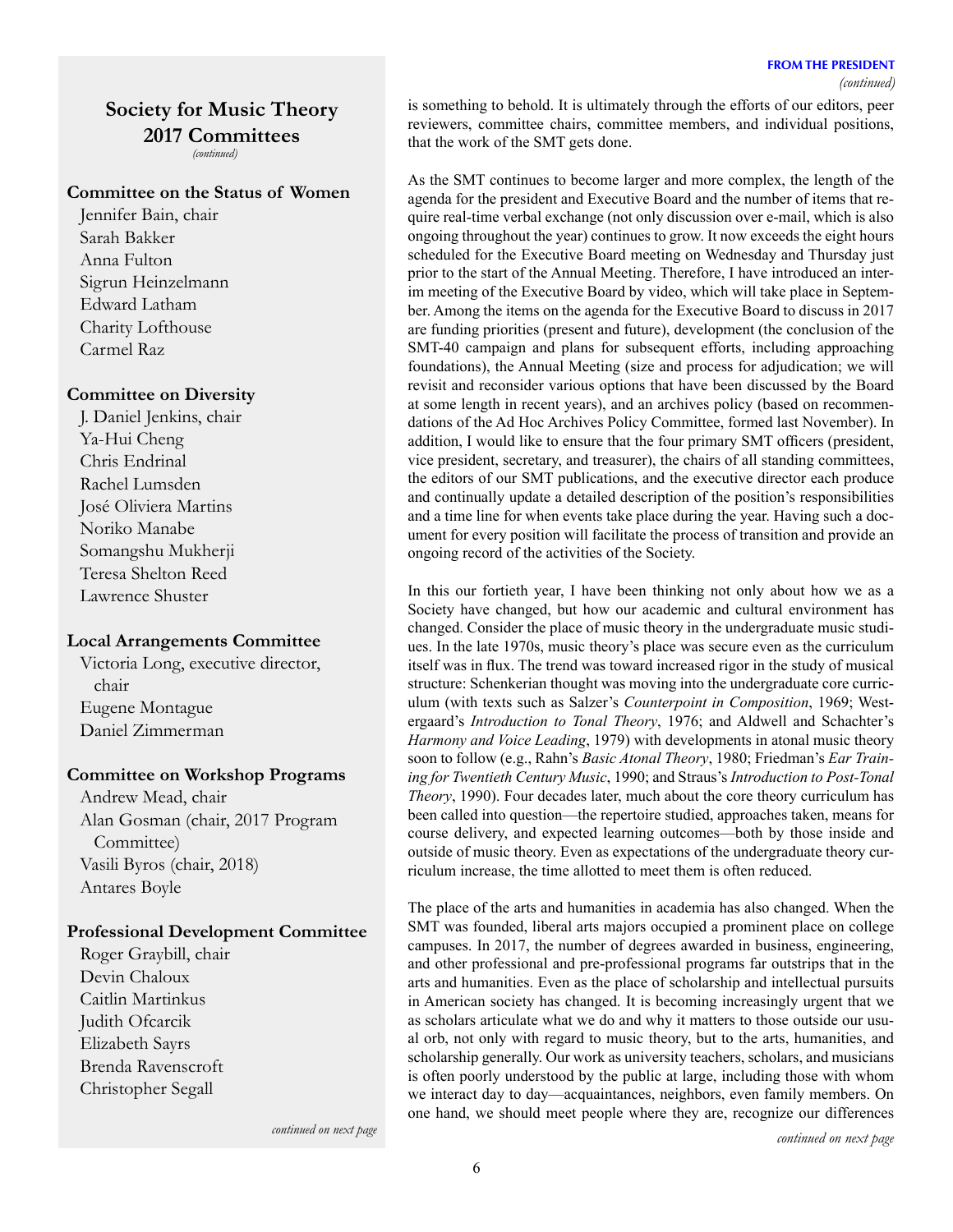## Society for Music Theory 2017 Committees

*(continued)*

**Committee on the Status of Women**

Jennifer Bain, chair
Sarah Bakker
Anna Fulton
Sigrun Heinzelmann
Edward Latham
Charity Lofthouse
Carmel Raz

**Committee on Diversity**

J. Daniel Jenkins, chair
Ya-Hui Cheng
Chris Endrinal
Rachel Lumsden
José Oliviera Martins
Noriko Manabe
Somangshu Mukherji
Teresa Shelton Reed
Lawrence Shuster

**Local Arrangements Committee**

Victoria Long, executive director, chair
Eugene Montague
Daniel Zimmerman

**Committee on Workshop Programs**

Andrew Mead, chair
Alan Gosman (chair, 2017 Program Committee)
Vasili Byros (chair, 2018)
Antares Boyle

**Professional Development Committee**

Roger Graybill, chair
Devin Chaloux
Caitlin Martinkus
Judith Ofcarcik
Elizabeth Sayrs
Brenda Ravenscroft
Christopher Segall

*continued on next page*

## FROM THE PRESIDENT

*(continued)*

is something to behold. It is ultimately through the efforts of our editors, peer reviewers, committee chairs, committee members, and individual positions, that the work of the SMT gets done.

As the SMT continues to become larger and more complex, the length of the agenda for the president and Executive Board and the number of items that require real-time verbal exchange (not only discussion over e-mail, which is also ongoing throughout the year) continues to grow. It now exceeds the eight hours scheduled for the Executive Board meeting on Wednesday and Thursday just prior to the start of the Annual Meeting. Therefore, I have introduced an interim meeting of the Executive Board by video, which will take place in September. Among the items on the agenda for the Executive Board to discuss in 2017 are funding priorities (present and future), development (the conclusion of the SMT-40 campaign and plans for subsequent efforts, including approaching foundations), the Annual Meeting (size and process for adjudication; we will revisit and reconsider various options that have been discussed by the Board at some length in recent years), and an archives policy (based on recommendations of the Ad Hoc Archives Policy Committee, formed last November). In addition, I would like to ensure that the four primary SMT officers (president, vice president, secretary, and treasurer), the chairs of all standing committees, the editors of our SMT publications, and the executive director each produce and continually update a detailed description of the position's responsibilities and a time line for when events take place during the year. Having such a document for every position will facilitate the process of transition and provide an ongoing record of the activities of the Society.

In this our fortieth year, I have been thinking not only about how we as a Society have changed, but how our academic and cultural environment has changed. Consider the place of music theory in the undergraduate music studiues. In the late 1970s, music theory's place was secure even as the curriculum itself was in flux. The trend was toward increased rigor in the study of musical structure: Schenkerian thought was moving into the undergraduate core curriculum (with texts such as Salzer's *Counterpoint in Composition*, 1969; Westergaard's *Introduction to Tonal Theory*, 1976; and Aldwell and Schachter's *Harmony and Voice Leading*, 1979) with developments in atonal music theory soon to follow (e.g., Rahn's *Basic Atonal Theory*, 1980; Friedman's *Ear Training for Twentieth Century Music*, 1990; and Straus's *Introduction to Post-Tonal Theory*, 1990). Four decades later, much about the core theory curriculum has been called into question—the repertoire studied, approaches taken, means for course delivery, and expected learning outcomes—both by those inside and outside of music theory. Even as expectations of the undergraduate theory curriculum increase, the time allotted to meet them is often reduced.

The place of the arts and humanities in academia has also changed. When the SMT was founded, liberal arts majors occupied a prominent place on college campuses. In 2017, the number of degrees awarded in business, engineering, and other professional and pre-professional programs far outstrips that in the arts and humanities. Even as the place of scholarship and intellectual pursuits in American society has changed. It is becoming increasingly urgent that we as scholars articulate what we do and why it matters to those outside our usual orb, not only with regard to music theory, but to the arts, humanities, and scholarship generally. Our work as university teachers, scholars, and musicians is often poorly understood by the public at large, including those with whom we interact day to day—acquaintances, neighbors, even family members. On one hand, we should meet people where they are, recognize our differences

*continued on next page*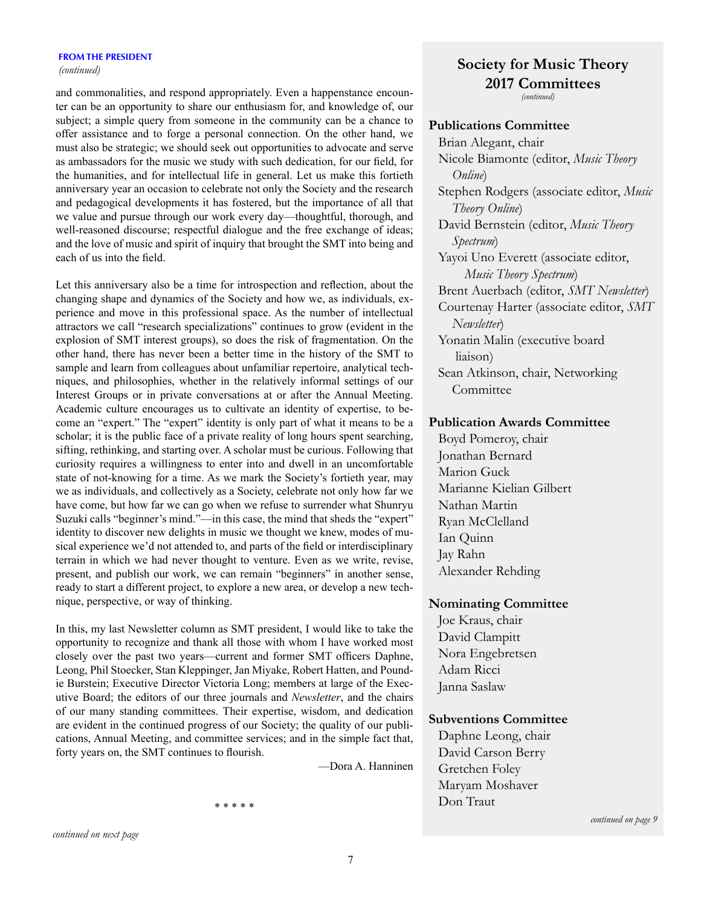**FROM THE PRESIDENT**
*(continued)*

and commonalities, and respond appropriately. Even a happenstance encounter can be an opportunity to share our enthusiasm for, and knowledge of, our subject; a simple query from someone in the community can be a chance to offer assistance and to forge a personal connection. On the other hand, we must also be strategic; we should seek out opportunities to advocate and serve as ambassadors for the music we study with such dedication, for our field, for the humanities, and for intellectual life in general. Let us make this fortieth anniversary year an occasion to celebrate not only the Society and the research and pedagogical developments it has fostered, but the importance of all that we value and pursue through our work every day—thoughtful, thorough, and well-reasoned discourse; respectful dialogue and the free exchange of ideas; and the love of music and spirit of inquiry that brought the SMT into being and each of us into the field.

Let this anniversary also be a time for introspection and reflection, about the changing shape and dynamics of the Society and how we, as individuals, experience and move in this professional space. As the number of intellectual attractors we call "research specializations" continues to grow (evident in the explosion of SMT interest groups), so does the risk of fragmentation. On the other hand, there has never been a better time in the history of the SMT to sample and learn from colleagues about unfamiliar repertoire, analytical techniques, and philosophies, whether in the relatively informal settings of our Interest Groups or in private conversations at or after the Annual Meeting. Academic culture encourages us to cultivate an identity of expertise, to become an "expert." The "expert" identity is only part of what it means to be a scholar; it is the public face of a private reality of long hours spent searching, sifting, rethinking, and starting over. A scholar must be curious. Following that curiosity requires a willingness to enter into and dwell in an uncomfortable state of not-knowing for a time. As we mark the Society's fortieth year, may we as individuals, and collectively as a Society, celebrate not only how far we have come, but how far we can go when we refuse to surrender what Shunryu Suzuki calls "beginner's mind."—in this case, the mind that sheds the "expert" identity to discover new delights in music we thought we knew, modes of musical experience we'd not attended to, and parts of the field or interdisciplinary terrain in which we had never thought to venture. Even as we write, revise, present, and publish our work, we can remain "beginners" in another sense, ready to start a different project, to explore a new area, or develop a new technique, perspective, or way of thinking.

In this, my last Newsletter column as SMT president, I would like to take the opportunity to recognize and thank all those with whom I have worked most closely over the past two years—current and former SMT officers Daphne, Leong, Phil Stoecker, Stan Kleppinger, Jan Miyake, Robert Hatten, and Poundie Burstein; Executive Director Victoria Long; members at large of the Executive Board; the editors of our three journals and *Newsletter*, and the chairs of our many standing committees. Their expertise, wisdom, and dedication are evident in the continued progress of our Society; the quality of our publications, Annual Meeting, and committee services; and in the simple fact that, forty years on, the SMT continues to flourish.

—Dora A. Hanninen

\* \* \* \* \*

*continued on next page*

## Society for Music Theory 2017 Committees
*(continued)*

### Publications Committee
Brian Alegant, chair
Nicole Biamonte (editor, *Music Theory Online*)
Stephen Rodgers (associate editor, *Music Theory Online*)
David Bernstein (editor, *Music Theory Spectrum*)
Yayoi Uno Everett (associate editor, *Music Theory Spectrum*)
Brent Auerbach (editor, *SMT Newsletter*)
Courtenay Harter (associate editor, *SMT Newsletter*)
Yonatin Malin (executive board liaison)
Sean Atkinson, chair, Networking Committee

### Publication Awards Committee
Boyd Pomeroy, chair
Jonathan Bernard
Marion Guck
Marianne Kielian Gilbert
Nathan Martin
Ryan McClelland
Ian Quinn
Jay Rahn
Alexander Rehding

### Nominating Committee
Joe Kraus, chair
David Clampitt
Nora Engebretsen
Adam Ricci
Janna Saslaw

### Subventions Committee
Daphne Leong, chair
David Carson Berry
Gretchen Foley
Maryam Moshaver
Don Traut

*continued on page 9*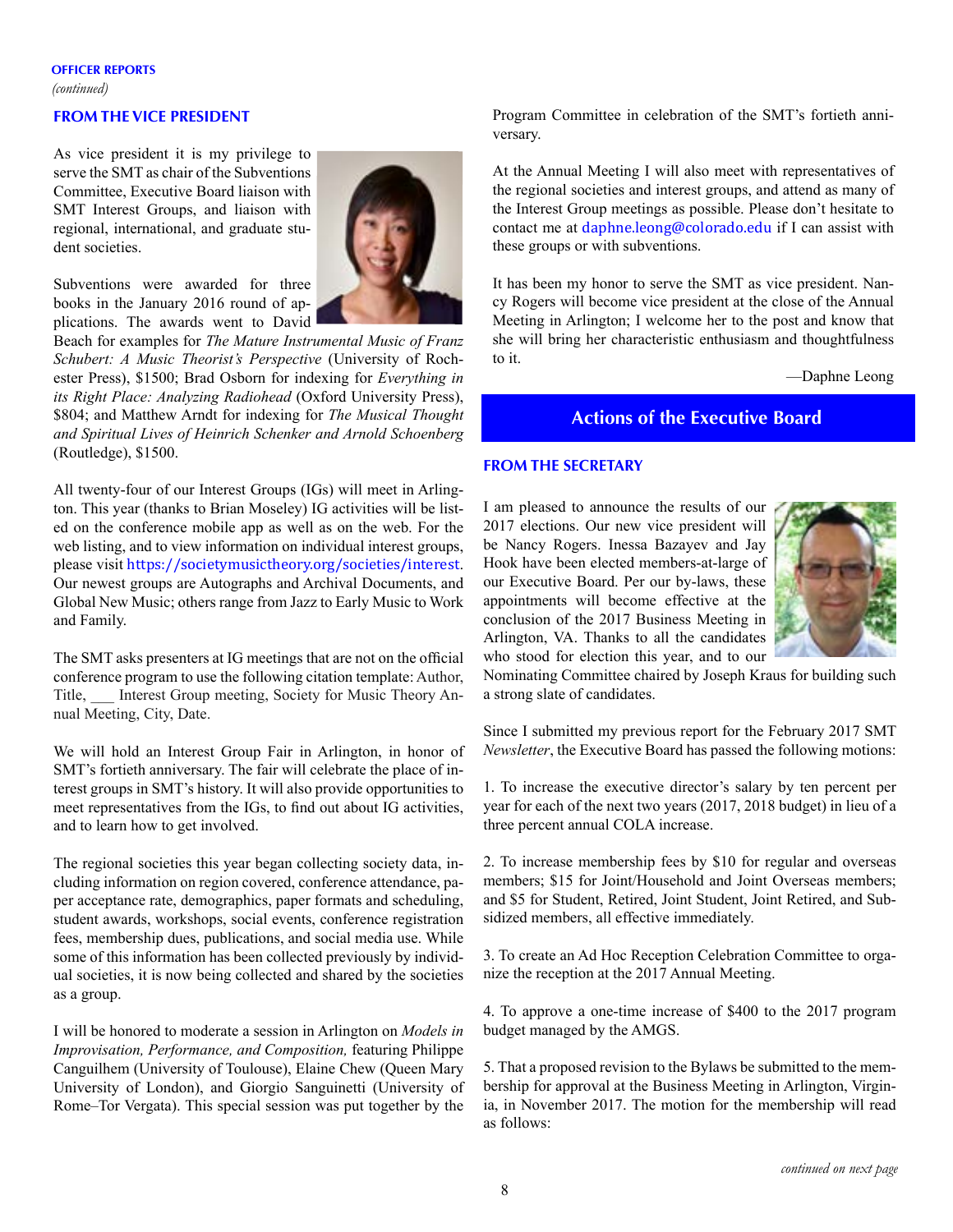OFFICER REPORTS
*(continued)*

### FROM THE VICE PRESIDENT

As vice president it is my privilege to serve the SMT as chair of the Subventions Committee, Executive Board liaison with SMT Interest Groups, and liaison with regional, international, and graduate student societies.

Subventions were awarded for three books in the January 2016 round of applications. The awards went to David Beach for examples for *The Mature Instrumental Music of Franz Schubert: A Music Theorist's Perspective* (University of Rochester Press), \$1500; Brad Osborn for indexing for *Everything in its Right Place: Analyzing Radiohead* (Oxford University Press), \$804; and Matthew Arndt for indexing for *The Musical Thought and Spiritual Lives of Heinrich Schenker and Arnold Schoenberg* (Routledge), \$1500.

All twenty-four of our Interest Groups (IGs) will meet in Arlington. This year (thanks to Brian Moseley) IG activities will be listed on the conference mobile app as well as on the web. For the web listing, and to view information on individual interest groups, please visit https://societymusictheory.org/societies/interest. Our newest groups are Autographs and Archival Documents, and Global New Music; others range from Jazz to Early Music to Work and Family.

The SMT asks presenters at IG meetings that are not on the official conference program to use the following citation template: Author, Title, ___ Interest Group meeting, Society for Music Theory Annual Meeting, City, Date.

We will hold an Interest Group Fair in Arlington, in honor of SMT's fortieth anniversary. The fair will celebrate the place of interest groups in SMT's history. It will also provide opportunities to meet representatives from the IGs, to find out about IG activities, and to learn how to get involved.

The regional societies this year began collecting society data, including information on region covered, conference attendance, paper acceptance rate, demographics, paper formats and scheduling, student awards, workshops, social events, conference registration fees, membership dues, publications, and social media use. While some of this information has been collected previously by individual societies, it is now being collected and shared by the societies as a group.

I will be honored to moderate a session in Arlington on *Models in Improvisation, Performance, and Composition,* featuring Philippe Canguilhem (University of Toulouse), Elaine Chew (Queen Mary University of London), and Giorgio Sanguinetti (University of Rome–Tor Vergata). This special session was put together by the Program Committee in celebration of the SMT's fortieth anniversary.

At the Annual Meeting I will also meet with representatives of the regional societies and interest groups, and attend as many of the Interest Group meetings as possible. Please don't hesitate to contact me at daphne.leong@colorado.edu if I can assist with these groups or with subventions.

It has been my honor to serve the SMT as vice president. Nancy Rogers will become vice president at the close of the Annual Meeting in Arlington; I welcome her to the post and know that she will bring her characteristic enthusiasm and thoughtfulness to it.

—Daphne Leong

## Actions of the Executive Board

### FROM THE SECRETARY

I am pleased to announce the results of our 2017 elections. Our new vice president will be Nancy Rogers. Inessa Bazayev and Jay Hook have been elected members-at-large of our Executive Board. Per our by-laws, these appointments will become effective at the conclusion of the 2017 Business Meeting in Arlington, VA. Thanks to all the candidates who stood for election this year, and to our Nominating Committee chaired by Joseph Kraus for building such a strong slate of candidates.

Since I submitted my previous report for the February 2017 SMT *Newsletter*, the Executive Board has passed the following motions:

1. To increase the executive director's salary by ten percent per year for each of the next two years (2017, 2018 budget) in lieu of a three percent annual COLA increase.

2. To increase membership fees by \$10 for regular and overseas members; \$15 for Joint/Household and Joint Overseas members; and \$5 for Student, Retired, Joint Student, Joint Retired, and Subsidized members, all effective immediately.

3. To create an Ad Hoc Reception Celebration Committee to organize the reception at the 2017 Annual Meeting.

4. To approve a one-time increase of \$400 to the 2017 program budget managed by the AMGS.

5. That a proposed revision to the Bylaws be submitted to the membership for approval at the Business Meeting in Arlington, Virginia, in November 2017. The motion for the membership will read as follows:

*continued on next page*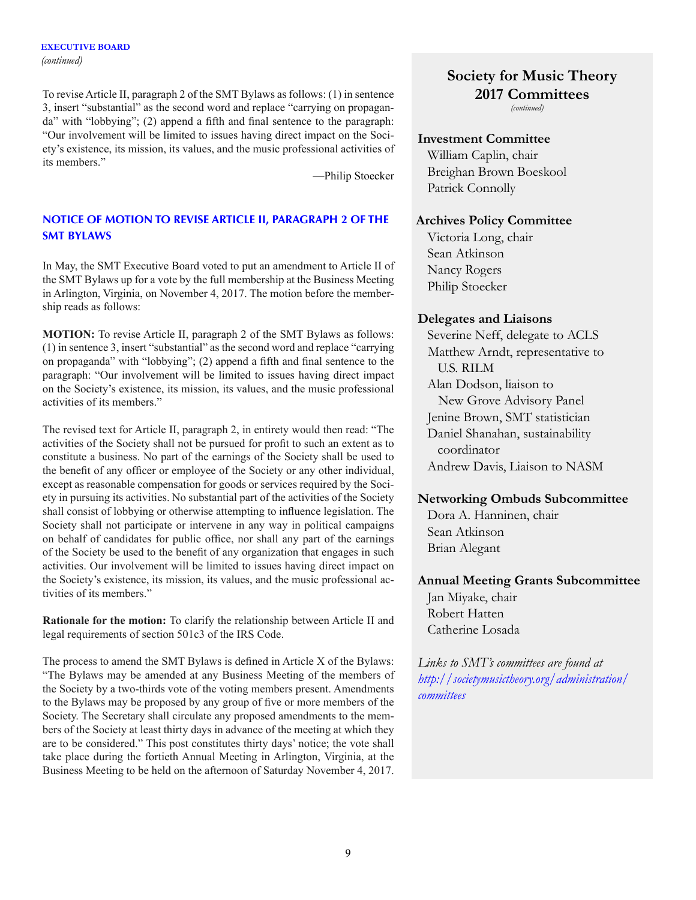**EXECUTIVE BOARD**
*(continued)*

To revise Article II, paragraph 2 of the SMT Bylaws as follows: (1) in sentence 3, insert "substantial" as the second word and replace "carrying on propaganda" with "lobbying"; (2) append a fifth and final sentence to the paragraph: "Our involvement will be limited to issues having direct impact on the Society's existence, its mission, its values, and the music professional activities of its members."

—Philip Stoecker

## NOTICE OF MOTION TO REVISE ARTICLE II, PARAGRAPH 2 OF THE SMT BYLAWS

In May, the SMT Executive Board voted to put an amendment to Article II of the SMT Bylaws up for a vote by the full membership at the Business Meeting in Arlington, Virginia, on November 4, 2017. The motion before the membership reads as follows:

**MOTION:** To revise Article II, paragraph 2 of the SMT Bylaws as follows: (1) in sentence 3, insert "substantial" as the second word and replace "carrying on propaganda" with "lobbying"; (2) append a fifth and final sentence to the paragraph: "Our involvement will be limited to issues having direct impact on the Society's existence, its mission, its values, and the music professional activities of its members."

The revised text for Article II, paragraph 2, in entirety would then read: "The activities of the Society shall not be pursued for profit to such an extent as to constitute a business. No part of the earnings of the Society shall be used to the benefit of any officer or employee of the Society or any other individual, except as reasonable compensation for goods or services required by the Society in pursuing its activities. No substantial part of the activities of the Society shall consist of lobbying or otherwise attempting to influence legislation. The Society shall not participate or intervene in any way in political campaigns on behalf of candidates for public office, nor shall any part of the earnings of the Society be used to the benefit of any organization that engages in such activities. Our involvement will be limited to issues having direct impact on the Society's existence, its mission, its values, and the music professional activities of its members."

**Rationale for the motion:** To clarify the relationship between Article II and legal requirements of section 501c3 of the IRS Code.

The process to amend the SMT Bylaws is defined in Article X of the Bylaws: "The Bylaws may be amended at any Business Meeting of the members of the Society by a two-thirds vote of the voting members present. Amendments to the Bylaws may be proposed by any group of five or more members of the Society. The Secretary shall circulate any proposed amendments to the members of the Society at least thirty days in advance of the meeting at which they are to be considered." This post constitutes thirty days' notice; the vote shall take place during the fortieth Annual Meeting in Arlington, Virginia, at the Business Meeting to be held on the afternoon of Saturday November 4, 2017.

## Society for Music Theory 2017 Committees
*(continued)*

### Investment Committee
William Caplin, chair
Breighan Brown Boeskool
Patrick Connolly

### Archives Policy Committee
Victoria Long, chair
Sean Atkinson
Nancy Rogers
Philip Stoecker

### Delegates and Liaisons
Severine Neff, delegate to ACLS
Matthew Arndt, representative to U.S. RILM
Alan Dodson, liaison to New Grove Advisory Panel
Jenine Brown, SMT statistician
Daniel Shanahan, sustainability coordinator
Andrew Davis, Liaison to NASM

### Networking Ombuds Subcommittee
Dora A. Hanninen, chair
Sean Atkinson
Brian Alegant

### Annual Meeting Grants Subcommittee
Jan Miyake, chair
Robert Hatten
Catherine Losada

*Links to SMT's committees are found at http://societymusictheory.org/administration/committees*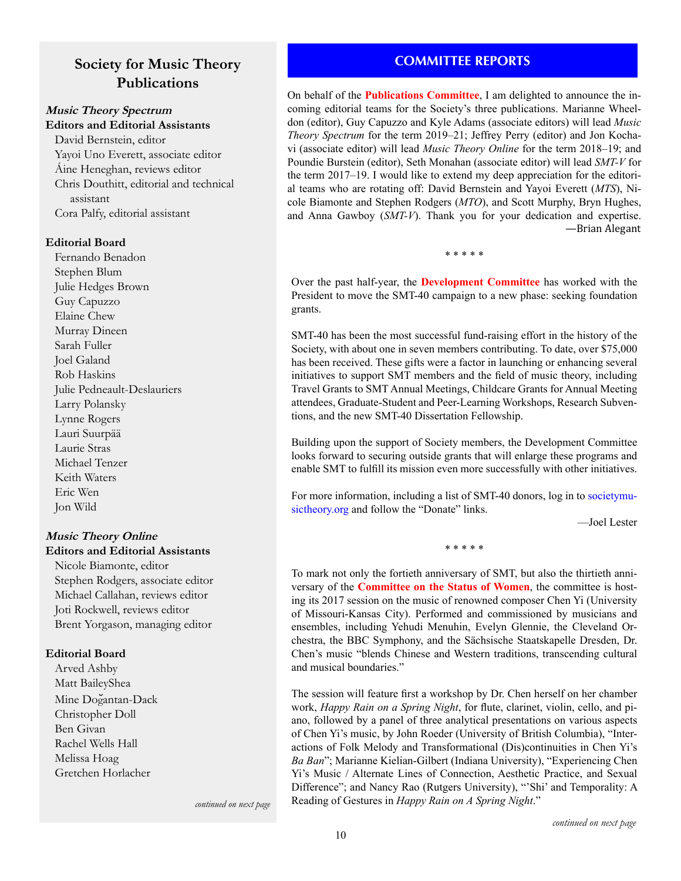## Society for Music Theory Publications

***Music Theory Spectrum***

**Editors and Editorial Assistants**

David Bernstein, editor
Yayoi Uno Everett, associate editor
Áine Heneghan, reviews editor
Chris Douthitt, editorial and technical assistant
Cora Palfy, editorial assistant

**Editorial Board**

Fernando Benadon
Stephen Blum
Julie Hedges Brown
Guy Capuzzo
Elaine Chew
Murray Dineen
Sarah Fuller
Joel Galand
Rob Haskins
Julie Pedneault-Deslauriers
Larry Polansky
Lynne Rogers
Lauri Suurpää
Laurie Stras
Michael Tenzer
Keith Waters
Eric Wen
Jon Wild

***Music Theory Online***

**Editors and Editorial Assistants**

Nicole Biamonte, editor
Stephen Rodgers, associate editor
Michael Callahan, reviews editor
Joti Rockwell, reviews editor
Brent Yorgason, managing editor

**Editorial Board**

Arved Ashby
Matt BaileyShea
Mine Doğantan-Dack
Christopher Doll
Ben Givan
Rachel Wells Hall
Melissa Hoag
Gretchen Horlacher

*continued on next page*

## COMMITTEE REPORTS

On behalf of the **Publications Committee**, I am delighted to announce the incoming editorial teams for the Society's three publications. Marianne Wheeldon (editor), Guy Capuzzo and Kyle Adams (associate editors) will lead *Music Theory Spectrum* for the term 2019–21; Jeffrey Perry (editor) and Jon Kochavi (associate editor) will lead *Music Theory Online* for the term 2018–19; and Poundie Burstein (editor), Seth Monahan (associate editor) will lead *SMT-V* for the term 2017–19. I would like to extend my deep appreciation for the editorial teams who are rotating off: David Bernstein and Yayoi Everett (*MTS*), Nicole Biamonte and Stephen Rodgers (*MTO*), and Scott Murphy, Bryn Hughes, and Anna Gawboy (*SMT-V*). Thank you for your dedication and expertise.

—Brian Alegant

\* \* \* \* \*

Over the past half-year, the **Development Committee** has worked with the President to move the SMT-40 campaign to a new phase: seeking foundation grants.

SMT-40 has been the most successful fund-raising effort in the history of the Society, with about one in seven members contributing. To date, over $75,000 has been received. These gifts were a factor in launching or enhancing several initiatives to support SMT members and the field of music theory, including Travel Grants to SMT Annual Meetings, Childcare Grants for Annual Meeting attendees, Graduate-Student and Peer-Learning Workshops, Research Subventions, and the new SMT-40 Dissertation Fellowship.

Building upon the support of Society members, the Development Committee looks forward to securing outside grants that will enlarge these programs and enable SMT to fulfill its mission even more successfully with other initiatives.

For more information, including a list of SMT-40 donors, log in to societymusictheory.org and follow the "Donate" links.

—Joel Lester

\* \* \* \* \*

To mark not only the fortieth anniversary of SMT, but also the thirtieth anniversary of the **Committee on the Status of Women**, the committee is hosting its 2017 session on the music of renowned composer Chen Yi (University of Missouri-Kansas City). Performed and commissioned by musicians and ensembles, including Yehudi Menuhin, Evelyn Glennie, the Cleveland Orchestra, the BBC Symphony, and the Sächsische Staatskapelle Dresden, Dr. Chen's music "blends Chinese and Western traditions, transcending cultural and musical boundaries."

The session will feature first a workshop by Dr. Chen herself on her chamber work, *Happy Rain on a Spring Night*, for flute, clarinet, violin, cello, and piano, followed by a panel of three analytical presentations on various aspects of Chen Yi's music, by John Roeder (University of British Columbia), "Interactions of Folk Melody and Transformational (Dis)continuities in Chen Yi's *Ba Ban*"; Marianne Kielian-Gilbert (Indiana University), "Experiencing Chen Yi's Music / Alternate Lines of Connection, Aesthetic Practice, and Sexual Difference"; and Nancy Rao (Rutgers University), "'Shi' and Temporality: A Reading of Gestures in *Happy Rain on A Spring Night*."

*continued on next page*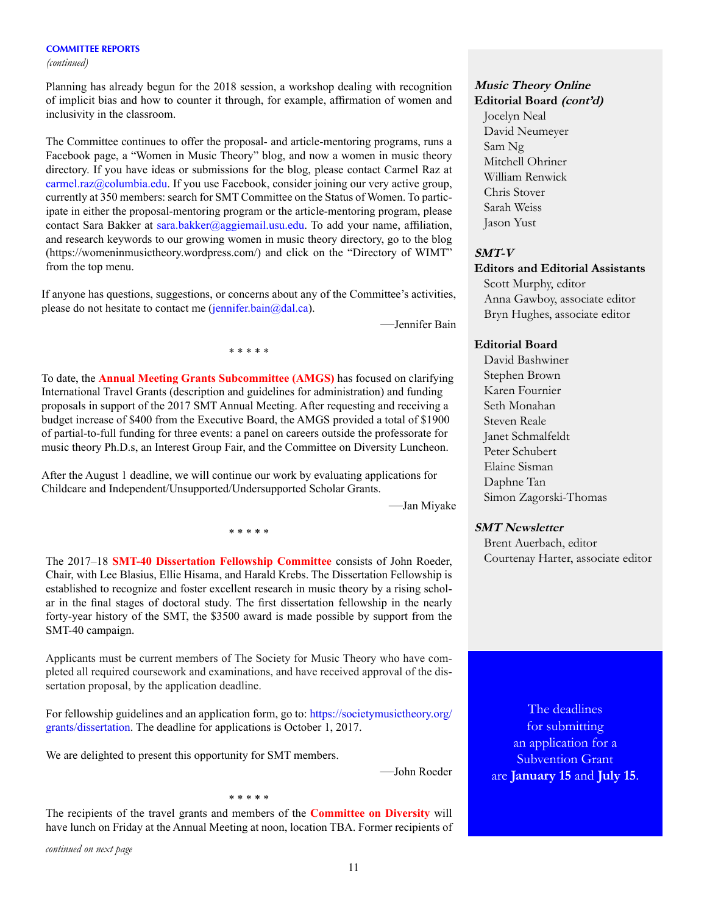**COMMITTEE REPORTS**

*(continued)*

Planning has already begun for the 2018 session, a workshop dealing with recognition of implicit bias and how to counter it through, for example, affirmation of women and inclusivity in the classroom.

The Committee continues to offer the proposal- and article-mentoring programs, runs a Facebook page, a "Women in Music Theory" blog, and now a women in music theory directory. If you have ideas or submissions for the blog, please contact Carmel Raz at carmel.raz@columbia.edu. If you use Facebook, consider joining our very active group, currently at 350 members: search for SMT Committee on the Status of Women. To participate in either the proposal-mentoring program or the article-mentoring program, please contact Sara Bakker at sara.bakker@aggiemail.usu.edu. To add your name, affiliation, and research keywords to our growing women in music theory directory, go to the blog (https://womeninmusictheory.wordpress.com/) and click on the "Directory of WIMT" from the top menu.

If anyone has questions, suggestions, or concerns about any of the Committee's activities, please do not hesitate to contact me (jennifer.bain@dal.ca).

—Jennifer Bain

\* \* \* \* \*

To date, the **Annual Meeting Grants Subcommittee (AMGS)** has focused on clarifying International Travel Grants (description and guidelines for administration) and funding proposals in support of the 2017 SMT Annual Meeting. After requesting and receiving a budget increase of $400 from the Executive Board, the AMGS provided a total of $1900 of partial-to-full funding for three events: a panel on careers outside the professorate for music theory Ph.D.s, an Interest Group Fair, and the Committee on Diversity Luncheon.

After the August 1 deadline, we will continue our work by evaluating applications for Childcare and Independent/Unsupported/Undersupported Scholar Grants.

—Jan Miyake

\* \* \* \* \*

The 2017–18 **SMT-40 Dissertation Fellowship Committee** consists of John Roeder, Chair, with Lee Blasius, Ellie Hisama, and Harald Krebs. The Dissertation Fellowship is established to recognize and foster excellent research in music theory by a rising scholar in the final stages of doctoral study. The first dissertation fellowship in the nearly forty-year history of the SMT, the $3500 award is made possible by support from the SMT-40 campaign.

Applicants must be current members of The Society for Music Theory who have completed all required coursework and examinations, and have received approval of the dissertation proposal, by the application deadline.

For fellowship guidelines and an application form, go to: https://societymusictheory.org/grants/dissertation. The deadline for applications is October 1, 2017.

We are delighted to present this opportunity for SMT members.

—John Roeder

\* \* \* \* \*

The recipients of the travel grants and members of the **Committee on Diversity** will have lunch on Friday at the Annual Meeting at noon, location TBA. Former recipients of

*continued on next page*

***Music Theory Online***
**Editorial Board *(cont'd)***

Jocelyn Neal
David Neumeyer
Sam Ng
Mitchell Ohriner
William Renwick
Chris Stover
Sarah Weiss
Jason Yust

***SMT-V***
**Editors and Editorial Assistants**

Scott Murphy, editor
Anna Gawboy, associate editor
Bryn Hughes, associate editor

**Editorial Board**

David Bashwiner
Stephen Brown
Karen Fournier
Seth Monahan
Steven Reale
Janet Schmalfeldt
Peter Schubert
Elaine Sisman
Daphne Tan
Simon Zagorski-Thomas

***SMT Newsletter***

Brent Auerbach, editor
Courtenay Harter, associate editor

The deadlines for submitting an application for a Subvention Grant are **January 15** and **July 15**.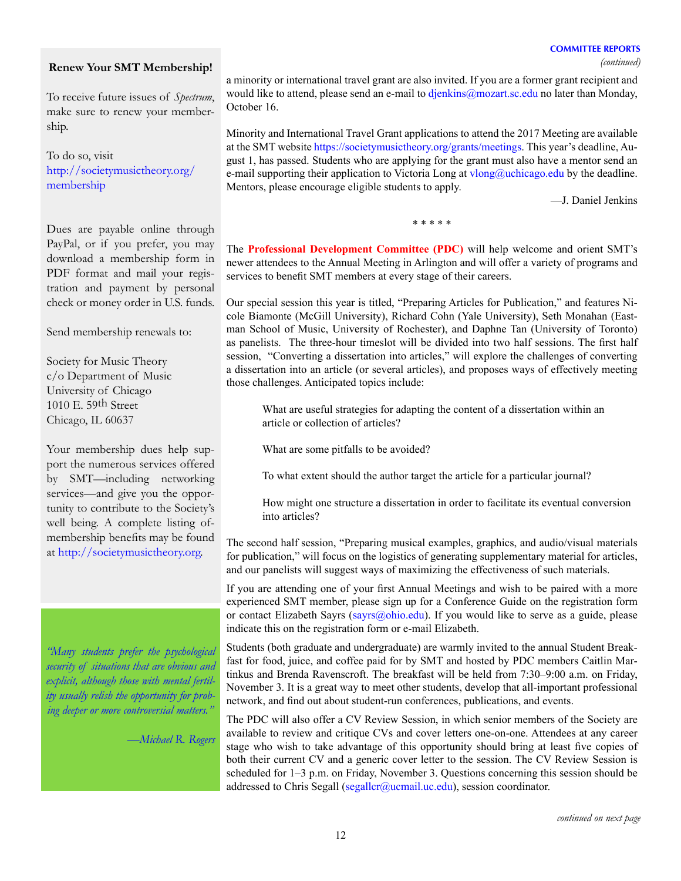## Renew Your SMT Membership!

To receive future issues of *Spectrum*, make sure to renew your membership.

To do so, visit http://societymusictheory.org/membership

Dues are payable online through PayPal, or if you prefer, you may download a membership form in PDF format and mail your registration and payment by personal check or money order in U.S. funds.

Send membership renewals to:

Society for Music Theory
c/o Department of Music
University of Chicago
1010 E. 59th Street
Chicago, IL 60637

Your membership dues help support the numerous services offered by SMT—including networking services—and give you the opportunity to contribute to the Society's well being. A complete listing of membership benefits may be found at http://societymusictheory.org.

*"Many students prefer the psychological security of situations that are obvious and explicit, although those with mental fertility usually relish the opportunity for probing deeper or more controversial matters."*

*—Michael R. Rogers*

**COMMITTEE REPORTS**
*(continued)*

a minority or international travel grant are also invited. If you are a former grant recipient and would like to attend, please send an e-mail to djenkins@mozart.sc.edu no later than Monday, October 16.

Minority and International Travel Grant applications to attend the 2017 Meeting are available at the SMT website https://societymusictheory.org/grants/meetings. This year's deadline, August 1, has passed. Students who are applying for the grant must also have a mentor send an e-mail supporting their application to Victoria Long at vlong@uchicago.edu by the deadline. Mentors, please encourage eligible students to apply.

—J. Daniel Jenkins

\* \* \* \* \*

The **Professional Development Committee (PDC)** will help welcome and orient SMT's newer attendees to the Annual Meeting in Arlington and will offer a variety of programs and services to benefit SMT members at every stage of their careers.

Our special session this year is titled, "Preparing Articles for Publication," and features Nicole Biamonte (McGill University), Richard Cohn (Yale University), Seth Monahan (Eastman School of Music, University of Rochester), and Daphne Tan (University of Toronto) as panelists. The three-hour timeslot will be divided into two half sessions. The first half session, "Converting a dissertation into articles," will explore the challenges of converting a dissertation into an article (or several articles), and proposes ways of effectively meeting those challenges. Anticipated topics include:

> What are useful strategies for adapting the content of a dissertation within an article or collection of articles?
>
> What are some pitfalls to be avoided?
>
> To what extent should the author target the article for a particular journal?
>
> How might one structure a dissertation in order to facilitate its eventual conversion into articles?

The second half session, "Preparing musical examples, graphics, and audio/visual materials for publication," will focus on the logistics of generating supplementary material for articles, and our panelists will suggest ways of maximizing the effectiveness of such materials.

If you are attending one of your first Annual Meetings and wish to be paired with a more experienced SMT member, please sign up for a Conference Guide on the registration form or contact Elizabeth Sayrs (sayrs@ohio.edu). If you would like to serve as a guide, please indicate this on the registration form or e-mail Elizabeth.

Students (both graduate and undergraduate) are warmly invited to the annual Student Breakfast for food, juice, and coffee paid for by SMT and hosted by PDC members Caitlin Martinkus and Brenda Ravenscroft. The breakfast will be held from 7:30–9:00 a.m. on Friday, November 3. It is a great way to meet other students, develop that all-important professional network, and find out about student-run conferences, publications, and events.

The PDC will also offer a CV Review Session, in which senior members of the Society are available to review and critique CVs and cover letters one-on-one. Attendees at any career stage who wish to take advantage of this opportunity should bring at least five copies of both their current CV and a generic cover letter to the session. The CV Review Session is scheduled for 1–3 p.m. on Friday, November 3. Questions concerning this session should be addressed to Chris Segall (segallcr@ucmail.uc.edu), session coordinator.

*continued on next page*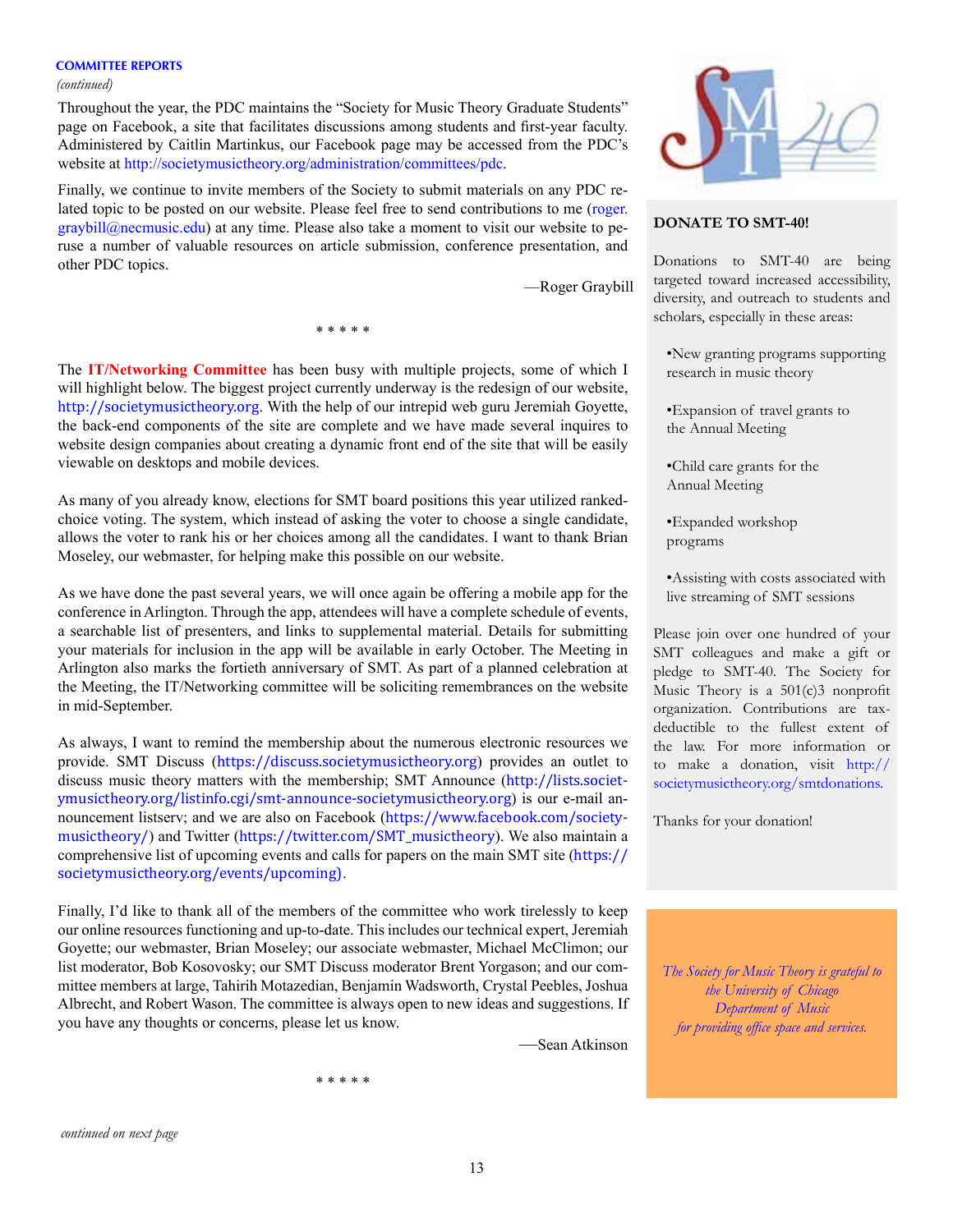**COMMITTEE REPORTS**

*(continued)*

Throughout the year, the PDC maintains the "Society for Music Theory Graduate Students" page on Facebook, a site that facilitates discussions among students and first-year faculty. Administered by Caitlin Martinkus, our Facebook page may be accessed from the PDC's website at http://societymusictheory.org/administration/committees/pdc.

Finally, we continue to invite members of the Society to submit materials on any PDC related topic to be posted on our website. Please feel free to send contributions to me (roger.graybill@necmusic.edu) at any time. Please also take a moment to visit our website to peruse a number of valuable resources on article submission, conference presentation, and other PDC topics.

—Roger Graybill

\* \* \* \* \*

The **IT/Networking Committee** has been busy with multiple projects, some of which I will highlight below. The biggest project currently underway is the redesign of our website, http://societymusictheory.org. With the help of our intrepid web guru Jeremiah Goyette, the back-end components of the site are complete and we have made several inquires to website design companies about creating a dynamic front end of the site that will be easily viewable on desktops and mobile devices.

As many of you already know, elections for SMT board positions this year utilized ranked-choice voting. The system, which instead of asking the voter to choose a single candidate, allows the voter to rank his or her choices among all the candidates. I want to thank Brian Moseley, our webmaster, for helping make this possible on our website.

As we have done the past several years, we will once again be offering a mobile app for the conference in Arlington. Through the app, attendees will have a complete schedule of events, a searchable list of presenters, and links to supplemental material. Details for submitting your materials for inclusion in the app will be available in early October. The Meeting in Arlington also marks the fortieth anniversary of SMT. As part of a planned celebration at the Meeting, the IT/Networking committee will be soliciting remembrances on the website in mid-September.

As always, I want to remind the membership about the numerous electronic resources we provide. SMT Discuss (https://discuss.societymusictheory.org) provides an outlet to discuss music theory matters with the membership; SMT Announce (http://lists.societymusictheory.org/listinfo.cgi/smt-announce-societymusictheory.org) is our e-mail announcement listserv; and we are also on Facebook (https://www.facebook.com/societymusictheory/) and Twitter (https://twitter.com/SMT_musictheory). We also maintain a comprehensive list of upcoming events and calls for papers on the main SMT site (https://societymusictheory.org/events/upcoming).

Finally, I'd like to thank all of the members of the committee who work tirelessly to keep our online resources functioning and up-to-date. This includes our technical expert, Jeremiah Goyette; our webmaster, Brian Moseley; our associate webmaster, Michael McClimon; our list moderator, Bob Kosovosky; our SMT Discuss moderator Brent Yorgason; and our committee members at large, Tahirih Motazedian, Benjamin Wadsworth, Crystal Peebles, Joshua Albrecht, and Robert Wason. The committee is always open to new ideas and suggestions. If you have any thoughts or concerns, please let us know.

—Sean Atkinson

\* \* \* \* \*

*continued on next page*

**DONATE TO SMT-40!**

Donations to SMT-40 are being targeted toward increased accessibility, diversity, and outreach to students and scholars, especially in these areas:

- New granting programs supporting research in music theory
- Expansion of travel grants to the Annual Meeting
- Child care grants for the Annual Meeting
- Expanded workshop programs
- Assisting with costs associated with live streaming of SMT sessions

Please join over one hundred of your SMT colleagues and make a gift or pledge to SMT-40. The Society for Music Theory is a 501(c)3 nonprofit organization. Contributions are tax-deductible to the fullest extent of the law. For more information or to make a donation, visit http://societymusictheory.org/smtdonations.

Thanks for your donation!

*The Society for Music Theory is grateful to the University of Chicago Department of Music for providing office space and services.*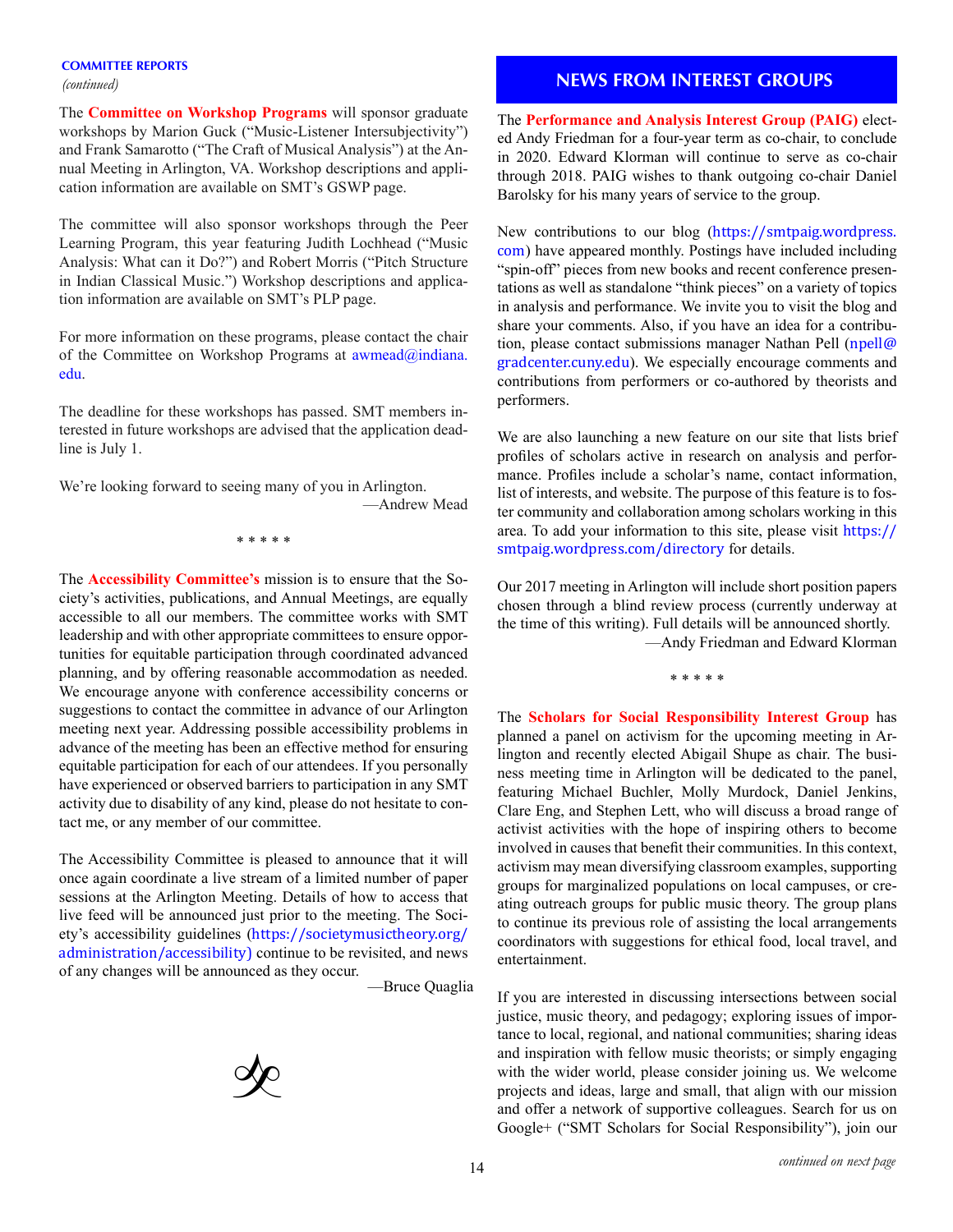### COMMITTEE REPORTS

*(continued)*

The **Committee on Workshop Programs** will sponsor graduate workshops by Marion Guck ("Music-Listener Intersubjectivity") and Frank Samarotto ("The Craft of Musical Analysis") at the Annual Meeting in Arlington, VA. Workshop descriptions and application information are available on SMT's GSWP page.

The committee will also sponsor workshops through the Peer Learning Program, this year featuring Judith Lochhead ("Music Analysis: What can it Do?") and Robert Morris ("Pitch Structure in Indian Classical Music.") Workshop descriptions and application information are available on SMT's PLP page.

For more information on these programs, please contact the chair of the Committee on Workshop Programs at awmead@indiana.edu.

The deadline for these workshops has passed. SMT members interested in future workshops are advised that the application deadline is July 1.

We're looking forward to seeing many of you in Arlington.

—Andrew Mead

\* \* \* \* \*

The **Accessibility Committee's** mission is to ensure that the Society's activities, publications, and Annual Meetings, are equally accessible to all our members. The committee works with SMT leadership and with other appropriate committees to ensure opportunities for equitable participation through coordinated advanced planning, and by offering reasonable accommodation as needed. We encourage anyone with conference accessibility concerns or suggestions to contact the committee in advance of our Arlington meeting next year. Addressing possible accessibility problems in advance of the meeting has been an effective method for ensuring equitable participation for each of our attendees. If you personally have experienced or observed barriers to participation in any SMT activity due to disability of any kind, please do not hesitate to contact me, or any member of our committee.

The Accessibility Committee is pleased to announce that it will once again coordinate a live stream of a limited number of paper sessions at the Arlington Meeting. Details of how to access that live feed will be announced just prior to the meeting. The Society's accessibility guidelines (https://societymusictheory.org/administration/accessibility) continue to be revisited, and news of any changes will be announced as they occur.

—Bruce Quaglia

## NEWS FROM INTEREST GROUPS

The **Performance and Analysis Interest Group (PAIG)** elected Andy Friedman for a four-year term as co-chair, to conclude in 2020. Edward Klorman will continue to serve as co-chair through 2018. PAIG wishes to thank outgoing co-chair Daniel Barolsky for his many years of service to the group.

New contributions to our blog (https://smtpaig.wordpress.com) have appeared monthly. Postings have included including "spin-off" pieces from new books and recent conference presentations as well as standalone "think pieces" on a variety of topics in analysis and performance. We invite you to visit the blog and share your comments. Also, if you have an idea for a contribution, please contact submissions manager Nathan Pell (npell@gradcenter.cuny.edu). We especially encourage comments and contributions from performers or co-authored by theorists and performers.

We are also launching a new feature on our site that lists brief profiles of scholars active in research on analysis and performance. Profiles include a scholar's name, contact information, list of interests, and website. The purpose of this feature is to foster community and collaboration among scholars working in this area. To add your information to this site, please visit https://smtpaig.wordpress.com/directory for details.

Our 2017 meeting in Arlington will include short position papers chosen through a blind review process (currently underway at the time of this writing). Full details will be announced shortly.

—Andy Friedman and Edward Klorman

\* \* \* \* \*

The **Scholars for Social Responsibility Interest Group** has planned a panel on activism for the upcoming meeting in Arlington and recently elected Abigail Shupe as chair. The business meeting time in Arlington will be dedicated to the panel, featuring Michael Buchler, Molly Murdock, Daniel Jenkins, Clare Eng, and Stephen Lett, who will discuss a broad range of activist activities with the hope of inspiring others to become involved in causes that benefit their communities. In this context, activism may mean diversifying classroom examples, supporting groups for marginalized populations on local campuses, or creating outreach groups for public music theory. The group plans to continue its previous role of assisting the local arrangements coordinators with suggestions for ethical food, local travel, and entertainment.

If you are interested in discussing intersections between social justice, music theory, and pedagogy; exploring issues of importance to local, regional, and national communities; sharing ideas and inspiration with fellow music theorists; or simply engaging with the wider world, please consider joining us. We welcome projects and ideas, large and small, that align with our mission and offer a network of supportive colleagues. Search for us on Google+ ("SMT Scholars for Social Responsibility"), join our

*continued on next page*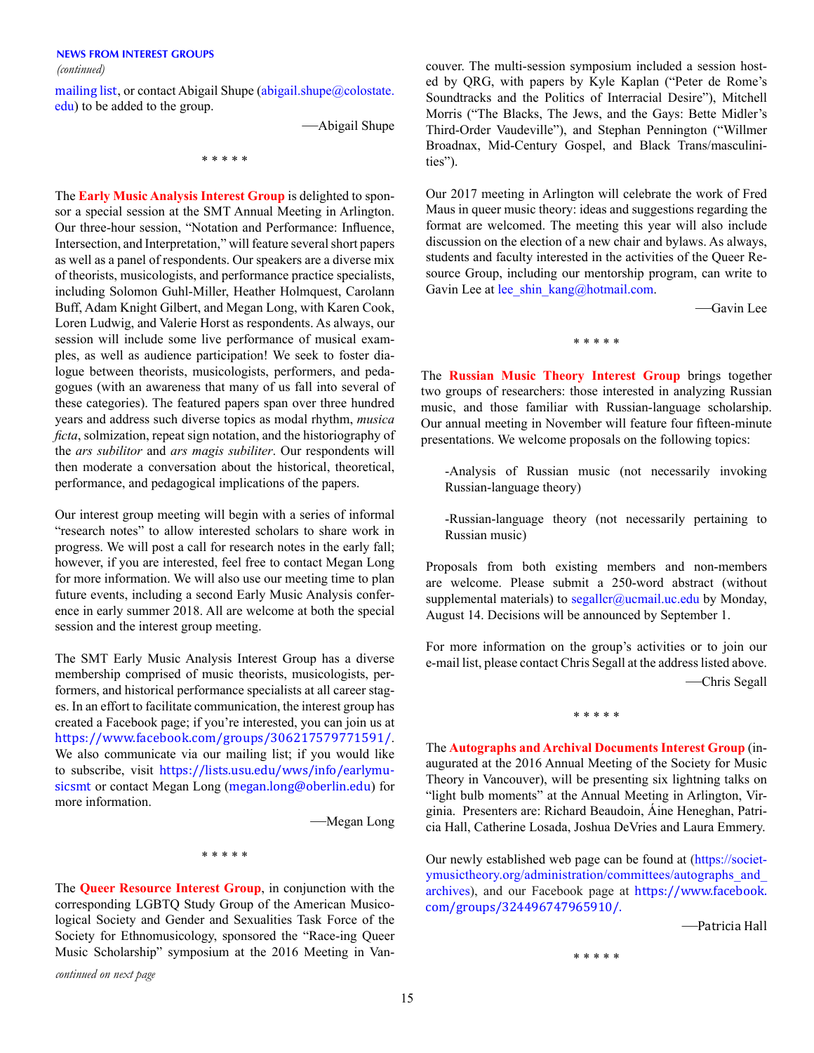**NEWS FROM INTEREST GROUPS**
*(continued)*

mailing list, or contact Abigail Shupe (abigail.shupe@colostate.edu) to be added to the group.

—Abigail Shupe

\* \* \* \* \*

The **Early Music Analysis Interest Group** is delighted to sponsor a special session at the SMT Annual Meeting in Arlington. Our three-hour session, "Notation and Performance: Influence, Intersection, and Interpretation," will feature several short papers as well as a panel of respondents. Our speakers are a diverse mix of theorists, musicologists, and performance practice specialists, including Solomon Guhl-Miller, Heather Holmquest, Carolann Buff, Adam Knight Gilbert, and Megan Long, with Karen Cook, Loren Ludwig, and Valerie Horst as respondents. As always, our session will include some live performance of musical examples, as well as audience participation! We seek to foster dialogue between theorists, musicologists, performers, and pedagogues (with an awareness that many of us fall into several of these categories). The featured papers span over three hundred years and address such diverse topics as modal rhythm, *musica ficta*, solmization, repeat sign notation, and the historiography of the *ars subilitor* and *ars magis subiliter*. Our respondents will then moderate a conversation about the historical, theoretical, performance, and pedagogical implications of the papers.

Our interest group meeting will begin with a series of informal "research notes" to allow interested scholars to share work in progress. We will post a call for research notes in the early fall; however, if you are interested, feel free to contact Megan Long for more information. We will also use our meeting time to plan future events, including a second Early Music Analysis conference in early summer 2018. All are welcome at both the special session and the interest group meeting.

The SMT Early Music Analysis Interest Group has a diverse membership comprised of music theorists, musicologists, performers, and historical performance specialists at all career stages. In an effort to facilitate communication, the interest group has created a Facebook page; if you're interested, you can join us at https://www.facebook.com/groups/306217579771591/. We also communicate via our mailing list; if you would like to subscribe, visit https://lists.usu.edu/wws/info/earlymusicsmt or contact Megan Long (megan.long@oberlin.edu) for more information.

—Megan Long

\* \* \* \* \*

The **Queer Resource Interest Group**, in conjunction with the corresponding LGBTQ Study Group of the American Musicological Society and Gender and Sexualities Task Force of the Society for Ethnomusicology, sponsored the "Race-ing Queer Music Scholarship" symposium at the 2016 Meeting in Vancouver. The multi-session symposium included a session hosted by QRG, with papers by Kyle Kaplan ("Peter de Rome's Soundtracks and the Politics of Interracial Desire"), Mitchell Morris ("The Blacks, The Jews, and the Gays: Bette Midler's Third-Order Vaudeville"), and Stephan Pennington ("Willmer Broadnax, Mid-Century Gospel, and Black Trans/masculinities").

Our 2017 meeting in Arlington will celebrate the work of Fred Maus in queer music theory: ideas and suggestions regarding the format are welcomed. The meeting this year will also include discussion on the election of a new chair and bylaws. As always, students and faculty interested in the activities of the Queer Resource Group, including our mentorship program, can write to Gavin Lee at lee_shin_kang@hotmail.com.

—Gavin Lee

\* \* \* \* \*

The **Russian Music Theory Interest Group** brings together two groups of researchers: those interested in analyzing Russian music, and those familiar with Russian-language scholarship. Our annual meeting in November will feature four fifteen-minute presentations. We welcome proposals on the following topics:

-Analysis of Russian music (not necessarily invoking Russian-language theory)

-Russian-language theory (not necessarily pertaining to Russian music)

Proposals from both existing members and non-members are welcome. Please submit a 250-word abstract (without supplemental materials) to segallcr@ucmail.uc.edu by Monday, August 14. Decisions will be announced by September 1.

For more information on the group's activities or to join our e-mail list, please contact Chris Segall at the address listed above.

—Chris Segall

\* \* \* \* \*

The **Autographs and Archival Documents Interest Group** (inaugurated at the 2016 Annual Meeting of the Society for Music Theory in Vancouver), will be presenting six lightning talks on "light bulb moments" at the Annual Meeting in Arlington, Virginia. Presenters are: Richard Beaudoin, Áine Heneghan, Patricia Hall, Catherine Losada, Joshua DeVries and Laura Emmery.

Our newly established web page can be found at (https://societymusictheory.org/administration/committees/autographs_and_archives), and our Facebook page at https://www.facebook.com/groups/324496747965910/.

—Patricia Hall

\* \* \* \* \*

*continued on next page*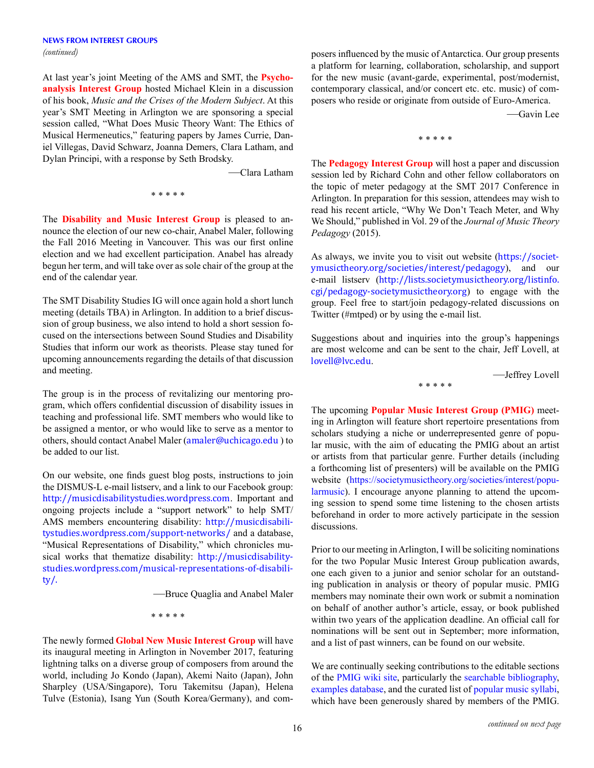**NEWS FROM INTEREST GROUPS**

*(continued)*

At last year's joint Meeting of the AMS and SMT, the **Psychoanalysis Interest Group** hosted Michael Klein in a discussion of his book, *Music and the Crises of the Modern Subject*. At this year's SMT Meeting in Arlington we are sponsoring a special session called, "What Does Music Theory Want: The Ethics of Musical Hermeneutics," featuring papers by James Currie, Daniel Villegas, David Schwarz, Joanna Demers, Clara Latham, and Dylan Principi, with a response by Seth Brodsky.

—Clara Latham

\* \* \* \* \*

The **Disability and Music Interest Group** is pleased to announce the election of our new co-chair, Anabel Maler, following the Fall 2016 Meeting in Vancouver. This was our first online election and we had excellent participation. Anabel has already begun her term, and will take over as sole chair of the group at the end of the calendar year.

The SMT Disability Studies IG will once again hold a short lunch meeting (details TBA) in Arlington. In addition to a brief discussion of group business, we also intend to hold a short session focused on the intersections between Sound Studies and Disability Studies that inform our work as theorists. Please stay tuned for upcoming announcements regarding the details of that discussion and meeting.

The group is in the process of revitalizing our mentoring program, which offers confidential discussion of disability issues in teaching and professional life. SMT members who would like to be assigned a mentor, or who would like to serve as a mentor to others, should contact Anabel Maler (amaler@uchicago.edu ) to be added to our list.

On our website, one finds guest blog posts, instructions to join the DISMUS-L e-mail listserv, and a link to our Facebook group: http://musicdisabilitystudies.wordpress.com. Important and ongoing projects include a "support network" to help SMT/AMS members encountering disability: http://musicdisabilitystudies.wordpress.com/support-networks/ and a database, "Musical Representations of Disability," which chronicles musical works that thematize disability: http://musicdisabilitystudies.wordpress.com/musical-representations-of-disability/.

—Bruce Quaglia and Anabel Maler

\* \* \* \* \*

The newly formed **Global New Music Interest Group** will have its inaugural meeting in Arlington in November 2017, featuring lightning talks on a diverse group of composers from around the world, including Jo Kondo (Japan), Akemi Naito (Japan), John Sharpley (USA/Singapore), Toru Takemitsu (Japan), Helena Tulve (Estonia), Isang Yun (South Korea/Germany), and composers influenced by the music of Antarctica. Our group presents a platform for learning, collaboration, scholarship, and support for the new music (avant-garde, experimental, post/modernist, contemporary classical, and/or concert etc. etc. music) of composers who reside or originate from outside of Euro-America.

—Gavin Lee

\* \* \* \* \*

The **Pedagogy Interest Group** will host a paper and discussion session led by Richard Cohn and other fellow collaborators on the topic of meter pedagogy at the SMT 2017 Conference in Arlington. In preparation for this session, attendees may wish to read his recent article, "Why We Don't Teach Meter, and Why We Should," published in Vol. 29 of the *Journal of Music Theory Pedagogy* (2015).

As always, we invite you to visit out website (https://societymusictheory.org/societies/interest/pedagogy), and our e-mail listserv (http://lists.societymusictheory.org/listinfo.cgi/pedagogy-societymusictheory.org) to engage with the group. Feel free to start/join pedagogy-related discussions on Twitter (#mtped) or by using the e-mail list.

Suggestions about and inquiries into the group's happenings are most welcome and can be sent to the chair, Jeff Lovell, at lovell@lvc.edu.

—Jeffrey Lovell

\* \* \* \* \*

The upcoming **Popular Music Interest Group (PMIG)** meeting in Arlington will feature short repertoire presentations from scholars studying a niche or underrepresented genre of popular music, with the aim of educating the PMIG about an artist or artists from that particular genre. Further details (including a forthcoming list of presenters) will be available on the PMIG website (https://societymusictheory.org/societies/interest/popularmusic). I encourage anyone planning to attend the upcoming session to spend some time listening to the chosen artists beforehand in order to more actively participate in the session discussions.

Prior to our meeting in Arlington, I will be soliciting nominations for the two Popular Music Interest Group publication awards, one each given to a junior and senior scholar for an outstanding publication in analysis or theory of popular music. PMIG members may nominate their own work or submit a nomination on behalf of another author's article, essay, or book published within two years of the application deadline. An official call for nominations will be sent out in September; more information, and a list of past winners, can be found on our website.

We are continually seeking contributions to the editable sections of the PMIG wiki site, particularly the searchable bibliography, examples database, and the curated list of popular music syllabi, which have been generously shared by members of the PMIG.

*continued on next page*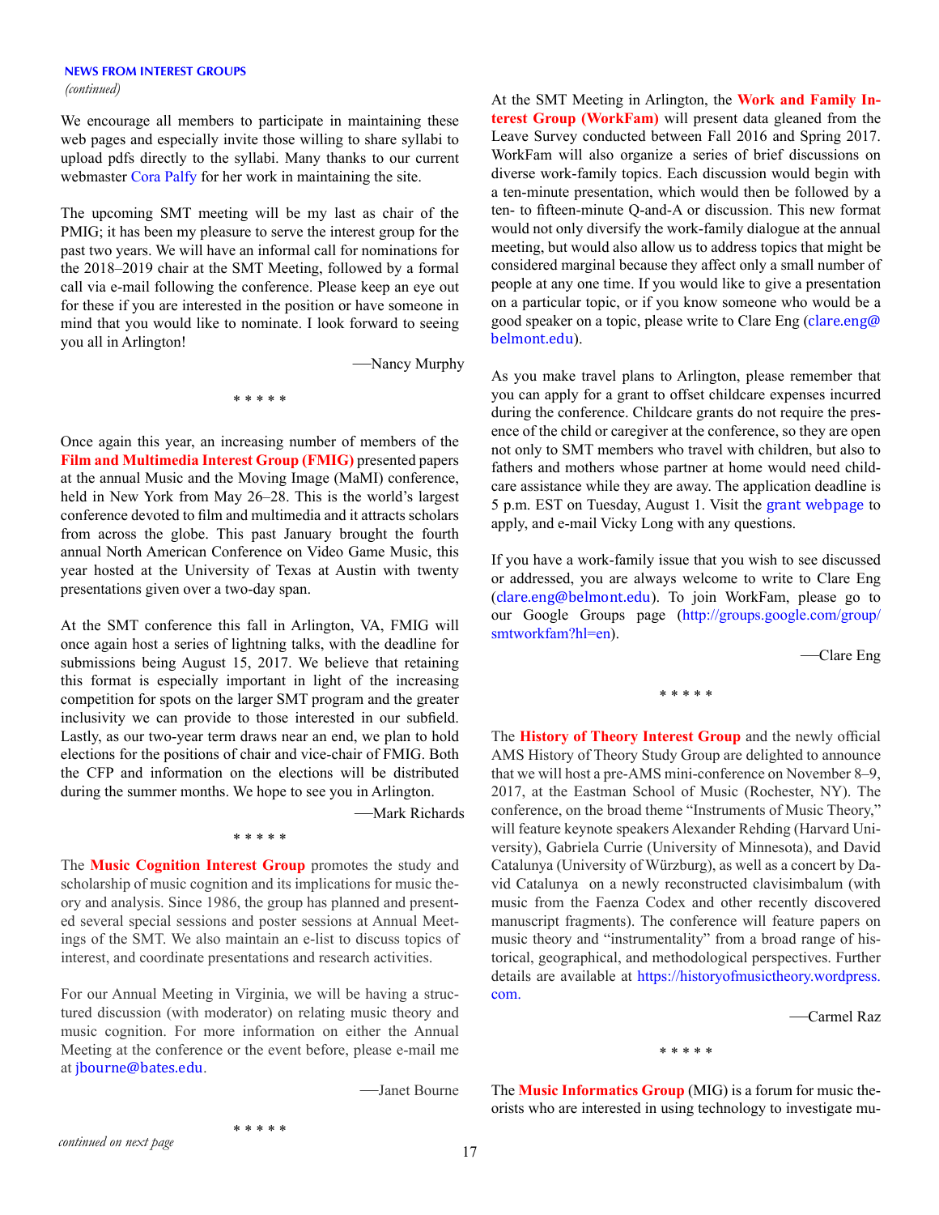**NEWS FROM INTEREST GROUPS**
*(continued)*

We encourage all members to participate in maintaining these web pages and especially invite those willing to share syllabi to upload pdfs directly to the syllabi. Many thanks to our current webmaster Cora Palfy for her work in maintaining the site.

The upcoming SMT meeting will be my last as chair of the PMIG; it has been my pleasure to serve the interest group for the past two years. We will have an informal call for nominations for the 2018–2019 chair at the SMT Meeting, followed by a formal call via e-mail following the conference. Please keep an eye out for these if you are interested in the position or have someone in mind that you would like to nominate. I look forward to seeing you all in Arlington!

—Nancy Murphy

* * * * *

Once again this year, an increasing number of members of the **Film and Multimedia Interest Group (FMIG)** presented papers at the annual Music and the Moving Image (MaMI) conference, held in New York from May 26–28. This is the world's largest conference devoted to film and multimedia and it attracts scholars from across the globe. This past January brought the fourth annual North American Conference on Video Game Music, this year hosted at the University of Texas at Austin with twenty presentations given over a two-day span.

At the SMT conference this fall in Arlington, VA, FMIG will once again host a series of lightning talks, with the deadline for submissions being August 15, 2017. We believe that retaining this format is especially important in light of the increasing competition for spots on the larger SMT program and the greater inclusivity we can provide to those interested in our subfield. Lastly, as our two-year term draws near an end, we plan to hold elections for the positions of chair and vice-chair of FMIG. Both the CFP and information on the elections will be distributed during the summer months. We hope to see you in Arlington.

—Mark Richards

* * * * *

The **Music Cognition Interest Group** promotes the study and scholarship of music cognition and its implications for music theory and analysis. Since 1986, the group has planned and presented several special sessions and poster sessions at Annual Meetings of the SMT. We also maintain an e-list to discuss topics of interest, and coordinate presentations and research activities.

For our Annual Meeting in Virginia, we will be having a structured discussion (with moderator) on relating music theory and music cognition. For more information on either the Annual Meeting at the conference or the event before, please e-mail me at jbourne@bates.edu.

—Janet Bourne

* * * * *

At the SMT Meeting in Arlington, the **Work and Family Interest Group (WorkFam)** will present data gleaned from the Leave Survey conducted between Fall 2016 and Spring 2017. WorkFam will also organize a series of brief discussions on diverse work-family topics. Each discussion would begin with a ten-minute presentation, which would then be followed by a ten- to fifteen-minute Q-and-A or discussion. This new format would not only diversify the work-family dialogue at the annual meeting, but would also allow us to address topics that might be considered marginal because they affect only a small number of people at any one time. If you would like to give a presentation on a particular topic, or if you know someone who would be a good speaker on a topic, please write to Clare Eng (clare.eng@belmont.edu).

As you make travel plans to Arlington, please remember that you can apply for a grant to offset childcare expenses incurred during the conference. Childcare grants do not require the presence of the child or caregiver at the conference, so they are open not only to SMT members who travel with children, but also to fathers and mothers whose partner at home would need childcare assistance while they are away. The application deadline is 5 p.m. EST on Tuesday, August 1. Visit the grant webpage to apply, and e-mail Vicky Long with any questions.

If you have a work-family issue that you wish to see discussed or addressed, you are always welcome to write to Clare Eng (clare.eng@belmont.edu). To join WorkFam, please go to our Google Groups page (http://groups.google.com/group/smtworkfam?hl=en).

—Clare Eng

* * * * *

The **History of Theory Interest Group** and the newly official AMS History of Theory Study Group are delighted to announce that we will host a pre-AMS mini-conference on November 8–9, 2017, at the Eastman School of Music (Rochester, NY). The conference, on the broad theme "Instruments of Music Theory," will feature keynote speakers Alexander Rehding (Harvard University), Gabriela Currie (University of Minnesota), and David Catalunya (University of Würzburg), as well as a concert by David Catalunya on a newly reconstructed clavisimbalum (with music from the Faenza Codex and other recently discovered manuscript fragments). The conference will feature papers on music theory and "instrumentality" from a broad range of historical, geographical, and methodological perspectives. Further details are available at https://historyofmusictheory.wordpress.com.

—Carmel Raz

* * * * *

The **Music Informatics Group** (MIG) is a forum for music theorists who are interested in using technology to investigate mu-

*continued on next page*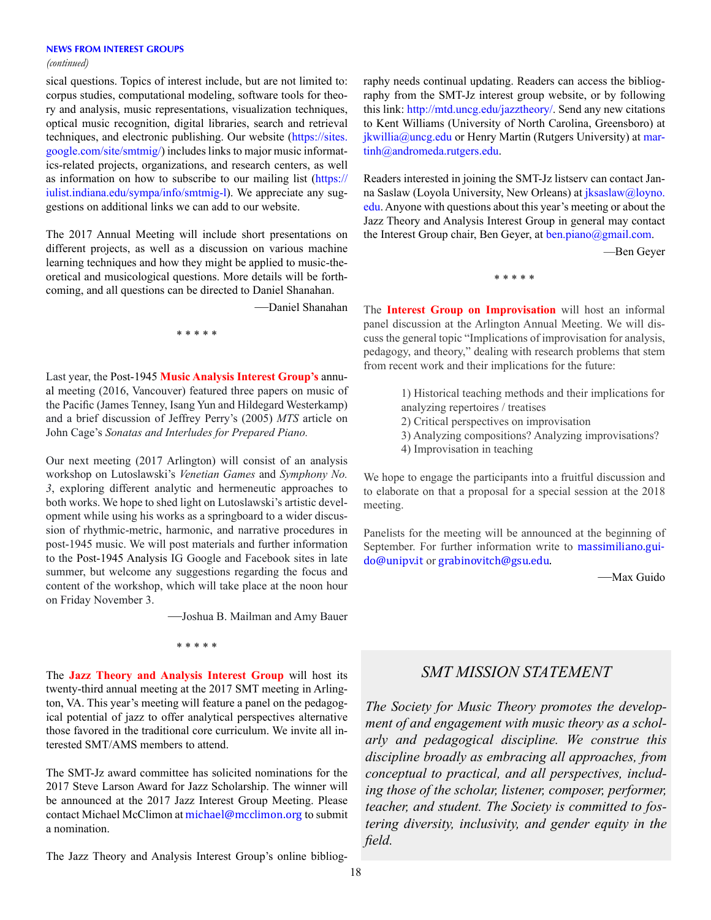sical questions. Topics of interest include, but are not limited to: corpus studies, computational modeling, software tools for theory and analysis, music representations, visualization techniques, optical music recognition, digital libraries, search and retrieval techniques, and electronic publishing. Our website (https://sites.google.com/site/smtmig/) includes links to major music informatics-related projects, organizations, and research centers, as well as information on how to subscribe to our mailing list (https://iulist.indiana.edu/sympa/info/smtmig-l). We appreciate any suggestions on additional links we can add to our website.

The 2017 Annual Meeting will include short presentations on different projects, as well as a discussion on various machine learning techniques and how they might be applied to music-theoretical and musicological questions. More details will be forthcoming, and all questions can be directed to Daniel Shanahan.

—Daniel Shanahan

\* \* \* \* \*

Last year, the Post-1945 **Music Analysis Interest Group's** annual meeting (2016, Vancouver) featured three papers on music of the Pacific (James Tenney, Isang Yun and Hildegard Westerkamp) and a brief discussion of Jeffrey Perry's (2005) *MTS* article on John Cage's *Sonatas and Interludes for Prepared Piano.*

Our next meeting (2017 Arlington) will consist of an analysis workshop on Lutoslawski's *Venetian Games* and *Symphony No. 3*, exploring different analytic and hermeneutic approaches to both works. We hope to shed light on Lutoslawski's artistic development while using his works as a springboard to a wider discussion of rhythmic-metric, harmonic, and narrative procedures in post-1945 music. We will post materials and further information to the Post-1945 Analysis IG Google and Facebook sites in late summer, but welcome any suggestions regarding the focus and content of the workshop, which will take place at the noon hour on Friday November 3.

—Joshua B. Mailman and Amy Bauer

\* \* \* \* \*

The **Jazz Theory and Analysis Interest Group** will host its twenty-third annual meeting at the 2017 SMT meeting in Arlington, VA. This year's meeting will feature a panel on the pedagogical potential of jazz to offer analytical perspectives alternative those favored in the traditional core curriculum. We invite all interested SMT/AMS members to attend.

The SMT-Jz award committee has solicited nominations for the 2017 Steve Larson Award for Jazz Scholarship. The winner will be announced at the 2017 Jazz Interest Group Meeting. Please contact Michael McClimon at michael@mcclimon.org to submit a nomination.

The Jazz Theory and Analysis Interest Group's online bibliography needs continual updating. Readers can access the bibliography from the SMT-Jz interest group website, or by following this link: http://mtd.uncg.edu/jazztheory/. Send any new citations to Kent Williams (University of North Carolina, Greensboro) at jkwillia@uncg.edu or Henry Martin (Rutgers University) at martinh@andromeda.rutgers.edu.

Readers interested in joining the SMT-Jz listserv can contact Janna Saslaw (Loyola University, New Orleans) at jksaslaw@loyno.edu. Anyone with questions about this year's meeting or about the Jazz Theory and Analysis Interest Group in general may contact the Interest Group chair, Ben Geyer, at ben.piano@gmail.com.

—Ben Geyer

\* \* \* \* \*

The **Interest Group on Improvisation** will host an informal panel discussion at the Arlington Annual Meeting. We will discuss the general topic "Implications of improvisation for analysis, pedagogy, and theory," dealing with research problems that stem from recent work and their implications for the future:

1) Historical teaching methods and their implications for analyzing repertoires / treatises
2) Critical perspectives on improvisation
3) Analyzing compositions? Analyzing improvisations?
4) Improvisation in teaching

We hope to engage the participants into a fruitful discussion and to elaborate on that a proposal for a special session at the 2018 meeting.

Panelists for the meeting will be announced at the beginning of September. For further information write to massimiliano.guido@unipv.it or grabinovitch@gsu.edu.

—Max Guido

## *SMT MISSION STATEMENT*

*The Society for Music Theory promotes the development of and engagement with music theory as a scholarly and pedagogical discipline. We construe this discipline broadly as embracing all approaches, from conceptual to practical, and all perspectives, including those of the scholar, listener, composer, performer, teacher, and student. The Society is committed to fostering diversity, inclusivity, and gender equity in the field.*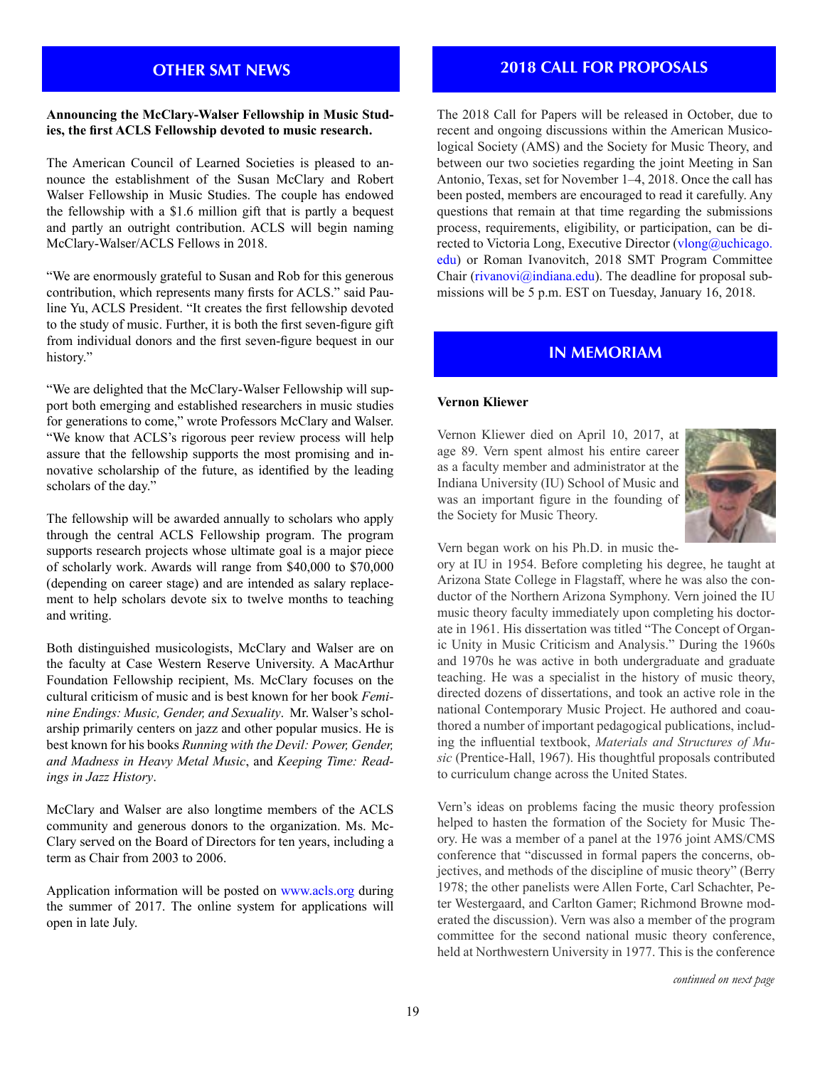## OTHER SMT NEWS

**Announcing the McClary-Walser Fellowship in Music Studies, the first ACLS Fellowship devoted to music research.**

The American Council of Learned Societies is pleased to announce the establishment of the Susan McClary and Robert Walser Fellowship in Music Studies. The couple has endowed the fellowship with a $1.6 million gift that is partly a bequest and partly an outright contribution. ACLS will begin naming McClary-Walser/ACLS Fellows in 2018.

"We are enormously grateful to Susan and Rob for this generous contribution, which represents many firsts for ACLS." said Pauline Yu, ACLS President. "It creates the first fellowship devoted to the study of music. Further, it is both the first seven-figure gift from individual donors and the first seven-figure bequest in our history."

"We are delighted that the McClary-Walser Fellowship will support both emerging and established researchers in music studies for generations to come," wrote Professors McClary and Walser. "We know that ACLS's rigorous peer review process will help assure that the fellowship supports the most promising and innovative scholarship of the future, as identified by the leading scholars of the day."

The fellowship will be awarded annually to scholars who apply through the central ACLS Fellowship program. The program supports research projects whose ultimate goal is a major piece of scholarly work. Awards will range from $40,000 to $70,000 (depending on career stage) and are intended as salary replacement to help scholars devote six to twelve months to teaching and writing.

Both distinguished musicologists, McClary and Walser are on the faculty at Case Western Reserve University. A MacArthur Foundation Fellowship recipient, Ms. McClary focuses on the cultural criticism of music and is best known for her book *Feminine Endings: Music, Gender, and Sexuality*. Mr. Walser's scholarship primarily centers on jazz and other popular musics. He is best known for his books *Running with the Devil: Power, Gender, and Madness in Heavy Metal Music*, and *Keeping Time: Readings in Jazz History*.

McClary and Walser are also longtime members of the ACLS community and generous donors to the organization. Ms. McClary served on the Board of Directors for ten years, including a term as Chair from 2003 to 2006.

Application information will be posted on www.acls.org during the summer of 2017. The online system for applications will open in late July.

## 2018 CALL FOR PROPOSALS

The 2018 Call for Papers will be released in October, due to recent and ongoing discussions within the American Musicological Society (AMS) and the Society for Music Theory, and between our two societies regarding the joint Meeting in San Antonio, Texas, set for November 1–4, 2018. Once the call has been posted, members are encouraged to read it carefully. Any questions that remain at that time regarding the submissions process, requirements, eligibility, or participation, can be directed to Victoria Long, Executive Director (vlong@uchicago.edu) or Roman Ivanovitch, 2018 SMT Program Committee Chair (rivanovi@indiana.edu). The deadline for proposal submissions will be 5 p.m. EST on Tuesday, January 16, 2018.

## IN MEMORIAM

**Vernon Kliewer**

Vernon Kliewer died on April 10, 2017, at age 89. Vern spent almost his entire career as a faculty member and administrator at the Indiana University (IU) School of Music and was an important figure in the founding of the Society for Music Theory.

Vern began work on his Ph.D. in music theory at IU in 1954. Before completing his degree, he taught at Arizona State College in Flagstaff, where he was also the conductor of the Northern Arizona Symphony. Vern joined the IU music theory faculty immediately upon completing his doctorate in 1961. His dissertation was titled "The Concept of Organic Unity in Music Criticism and Analysis." During the 1960s and 1970s he was active in both undergraduate and graduate teaching. He was a specialist in the history of music theory, directed dozens of dissertations, and took an active role in the national Contemporary Music Project. He authored and coauthored a number of important pedagogical publications, including the influential textbook, *Materials and Structures of Music* (Prentice-Hall, 1967). His thoughtful proposals contributed to curriculum change across the United States.

Vern's ideas on problems facing the music theory profession helped to hasten the formation of the Society for Music Theory. He was a member of a panel at the 1976 joint AMS/CMS conference that "discussed in formal papers the concerns, objectives, and methods of the discipline of music theory" (Berry 1978; the other panelists were Allen Forte, Carl Schachter, Peter Westergaard, and Carlton Gamer; Richmond Browne moderated the discussion). Vern was also a member of the program committee for the second national music theory conference, held at Northwestern University in 1977. This is the conference

*continued on next page*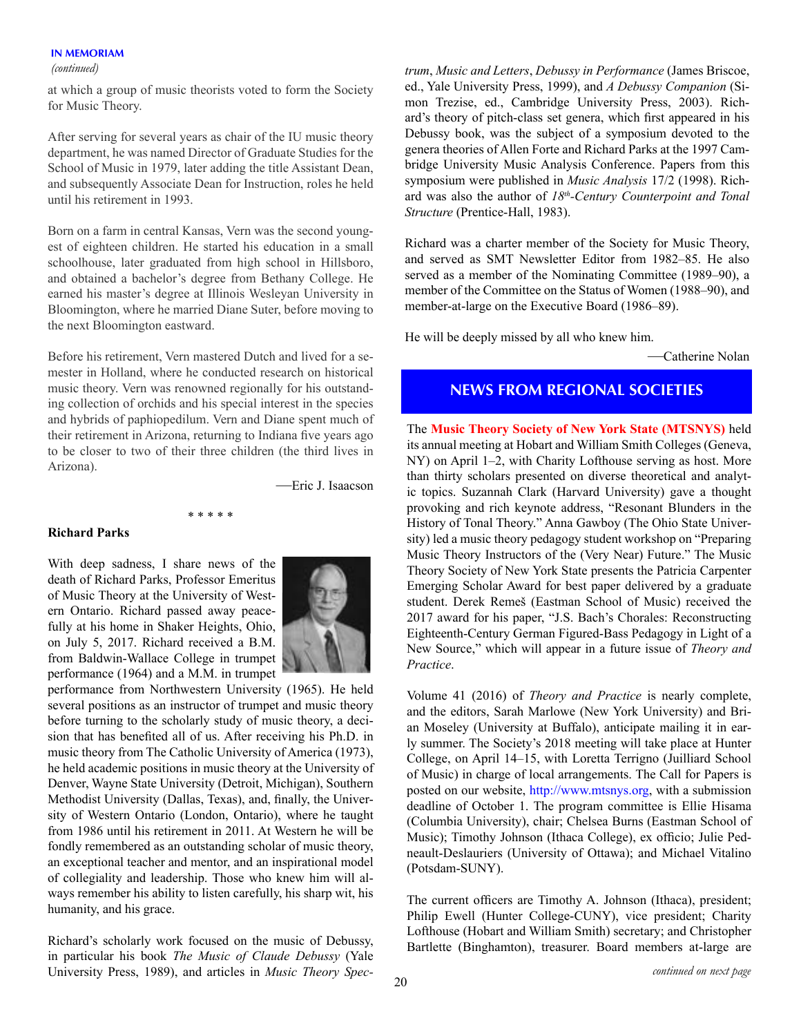**IN MEMORIAM**
*(continued)*

at which a group of music theorists voted to form the Society for Music Theory.

After serving for several years as chair of the IU music theory department, he was named Director of Graduate Studies for the School of Music in 1979, later adding the title Assistant Dean, and subsequently Associate Dean for Instruction, roles he held until his retirement in 1993.

Born on a farm in central Kansas, Vern was the second youngest of eighteen children. He started his education in a small schoolhouse, later graduated from high school in Hillsboro, and obtained a bachelor's degree from Bethany College. He earned his master's degree at Illinois Wesleyan University in Bloomington, where he married Diane Suter, before moving to the next Bloomington eastward.

Before his retirement, Vern mastered Dutch and lived for a semester in Holland, where he conducted research on historical music theory. Vern was renowned regionally for his outstanding collection of orchids and his special interest in the species and hybrids of paphiopedilum. Vern and Diane spent much of their retirement in Arizona, returning to Indiana five years ago to be closer to two of their three children (the third lives in Arizona).

—Eric J. Isaacson

\* \* \* \* \*

**Richard Parks**

With deep sadness, I share news of the death of Richard Parks, Professor Emeritus of Music Theory at the University of Western Ontario. Richard passed away peacefully at his home in Shaker Heights, Ohio, on July 5, 2017. Richard received a B.M. from Baldwin-Wallace College in trumpet performance (1964) and a M.M. in trumpet performance from Northwestern University (1965). He held several positions as an instructor of trumpet and music theory before turning to the scholarly study of music theory, a decision that has benefited all of us. After receiving his Ph.D. in music theory from The Catholic University of America (1973), he held academic positions in music theory at the University of Denver, Wayne State University (Detroit, Michigan), Southern Methodist University (Dallas, Texas), and, finally, the University of Western Ontario (London, Ontario), where he taught from 1986 until his retirement in 2011. At Western he will be fondly remembered as an outstanding scholar of music theory, an exceptional teacher and mentor, and an inspirational model of collegiality and leadership. Those who knew him will always remember his ability to listen carefully, his sharp wit, his humanity, and his grace.

Richard's scholarly work focused on the music of Debussy, in particular his book *The Music of Claude Debussy* (Yale University Press, 1989), and articles in *Music Theory Spectrum*, *Music and Letters*, *Debussy in Performance* (James Briscoe, ed., Yale University Press, 1999), and *A Debussy Companion* (Simon Trezise, ed., Cambridge University Press, 2003). Richard's theory of pitch-class set genera, which first appeared in his Debussy book, was the subject of a symposium devoted to the genera theories of Allen Forte and Richard Parks at the 1997 Cambridge University Music Analysis Conference. Papers from this symposium were published in *Music Analysis* 17/2 (1998). Richard was also the author of *18th-Century Counterpoint and Tonal Structure* (Prentice-Hall, 1983).

Richard was a charter member of the Society for Music Theory, and served as SMT Newsletter Editor from 1982–85. He also served as a member of the Nominating Committee (1989–90), a member of the Committee on the Status of Women (1988–90), and member-at-large on the Executive Board (1986–89).

He will be deeply missed by all who knew him.

—Catherine Nolan

## NEWS FROM REGIONAL SOCIETIES

The **Music Theory Society of New York State (MTSNYS)** held its annual meeting at Hobart and William Smith Colleges (Geneva, NY) on April 1–2, with Charity Lofthouse serving as host. More than thirty scholars presented on diverse theoretical and analytic topics. Suzannah Clark (Harvard University) gave a thought provoking and rich keynote address, "Resonant Blunders in the History of Tonal Theory." Anna Gawboy (The Ohio State University) led a music theory pedagogy student workshop on "Preparing Music Theory Instructors of the (Very Near) Future." The Music Theory Society of New York State presents the Patricia Carpenter Emerging Scholar Award for best paper delivered by a graduate student. Derek Remeš (Eastman School of Music) received the 2017 award for his paper, "J.S. Bach's Chorales: Reconstructing Eighteenth-Century German Figured-Bass Pedagogy in Light of a New Source," which will appear in a future issue of *Theory and Practice*.

Volume 41 (2016) of *Theory and Practice* is nearly complete, and the editors, Sarah Marlowe (New York University) and Brian Moseley (University at Buffalo), anticipate mailing it in early summer. The Society's 2018 meeting will take place at Hunter College, on April 14–15, with Loretta Terrigno (Juilliard School of Music) in charge of local arrangements. The Call for Papers is posted on our website, http://www.mtsnys.org, with a submission deadline of October 1. The program committee is Ellie Hisama (Columbia University), chair; Chelsea Burns (Eastman School of Music); Timothy Johnson (Ithaca College), ex officio; Julie Pedneault-Deslauriers (University of Ottawa); and Michael Vitalino (Potsdam-SUNY).

The current officers are Timothy A. Johnson (Ithaca), president; Philip Ewell (Hunter College-CUNY), vice president; Charity Lofthouse (Hobart and William Smith) secretary; and Christopher Bartlette (Binghamton), treasurer. Board members at-large are

*continued on next page*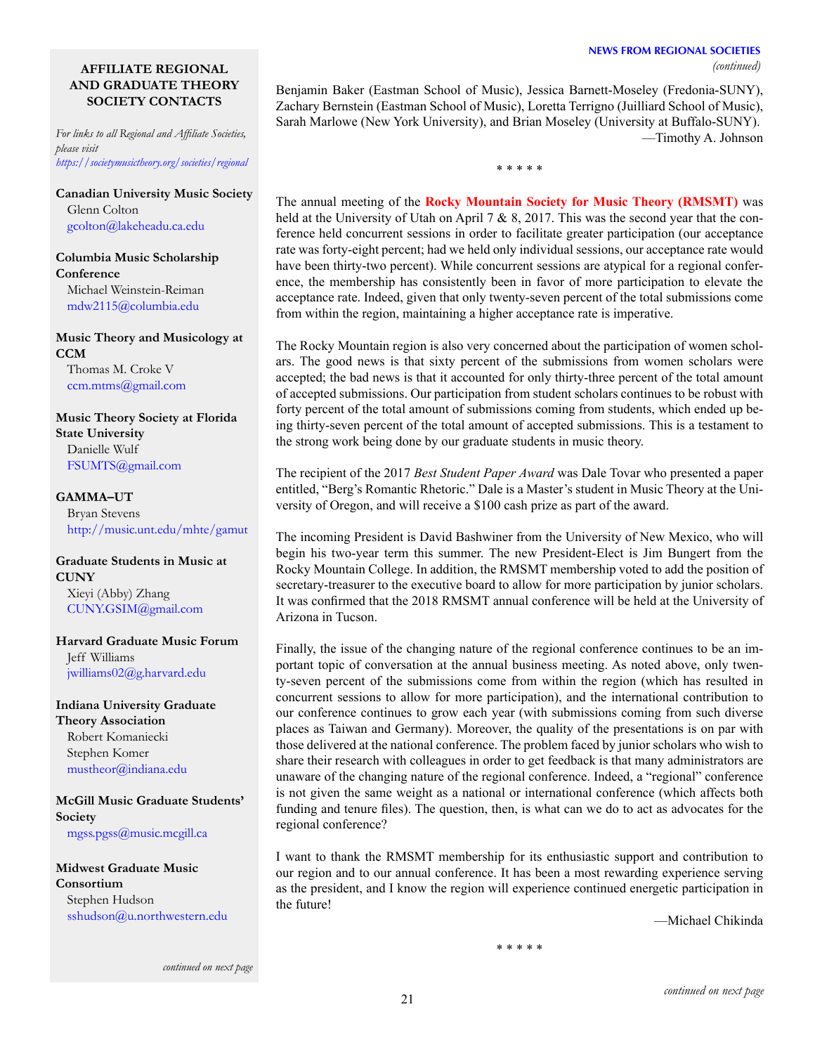### AFFILIATE REGIONAL AND GRADUATE THEORY SOCIETY CONTACTS

*For links to all Regional and Affiliate Societies, please visit https://societymusictheory.org/societies/regional*

**Canadian University Music Society**
Glenn Colton
gcolton@lakeheadu.ca.edu

**Columbia Music Scholarship Conference**
Michael Weinstein-Reiman
mdw2115@columbia.edu

**Music Theory and Musicology at CCM**
Thomas M. Croke V
ccm.mtms@gmail.com

**Music Theory Society at Florida State University**
Danielle Wulf
FSUMTS@gmail.com

**GAMMA–UT**
Bryan Stevens
http://music.unt.edu/mhte/gamut

**Graduate Students in Music at CUNY**
Xieyi (Abby) Zhang
CUNY.GSIM@gmail.com

**Harvard Graduate Music Forum**
Jeff Williams
jwilliams02@g.harvard.edu

**Indiana University Graduate Theory Association**
Robert Komaniecki
Stephen Komer
mustheor@indiana.edu

**McGill Music Graduate Students' Society**
mgss.pgss@music.mcgill.ca

**Midwest Graduate Music Consortium**
Stephen Hudson
sshudson@u.northwestern.edu

*continued on next page*

---

**NEWS FROM REGIONAL SOCIETIES**
*(continued)*

Benjamin Baker (Eastman School of Music), Jessica Barnett-Moseley (Fredonia-SUNY), Zachary Bernstein (Eastman School of Music), Loretta Terrigno (Juilliard School of Music), Sarah Marlowe (New York University), and Brian Moseley (University at Buffalo-SUNY).

—Timothy A. Johnson

\* \* \* \* \*

The annual meeting of the **Rocky Mountain Society for Music Theory (RMSMT)** was held at the University of Utah on April 7 & 8, 2017. This was the second year that the conference held concurrent sessions in order to facilitate greater participation (our acceptance rate was forty-eight percent; had we held only individual sessions, our acceptance rate would have been thirty-two percent). While concurrent sessions are atypical for a regional conference, the membership has consistently been in favor of more participation to elevate the acceptance rate. Indeed, given that only twenty-seven percent of the total submissions come from within the region, maintaining a higher acceptance rate is imperative.

The Rocky Mountain region is also very concerned about the participation of women scholars. The good news is that sixty percent of the submissions from women scholars were accepted; the bad news is that it accounted for only thirty-three percent of the total amount of accepted submissions. Our participation from student scholars continues to be robust with forty percent of the total amount of submissions coming from students, which ended up being thirty-seven percent of the total amount of accepted submissions. This is a testament to the strong work being done by our graduate students in music theory.

The recipient of the 2017 *Best Student Paper Award* was Dale Tovar who presented a paper entitled, "Berg's Romantic Rhetoric." Dale is a Master's student in Music Theory at the University of Oregon, and will receive a $100 cash prize as part of the award.

The incoming President is David Bashwiner from the University of New Mexico, who will begin his two-year term this summer. The new President-Elect is Jim Bungert from the Rocky Mountain College. In addition, the RMSMT membership voted to add the position of secretary-treasurer to the executive board to allow for more participation by junior scholars. It was confirmed that the 2018 RMSMT annual conference will be held at the University of Arizona in Tucson.

Finally, the issue of the changing nature of the regional conference continues to be an important topic of conversation at the annual business meeting. As noted above, only twenty-seven percent of the submissions come from within the region (which has resulted in concurrent sessions to allow for more participation), and the international contribution to our conference continues to grow each year (with submissions coming from such diverse places as Taiwan and Germany). Moreover, the quality of the presentations is on par with those delivered at the national conference. The problem faced by junior scholars who wish to share their research with colleagues in order to get feedback is that many administrators are unaware of the changing nature of the regional conference. Indeed, a "regional" conference is not given the same weight as a national or international conference (which affects both funding and tenure files). The question, then, is what can we do to act as advocates for the regional conference?

I want to thank the RMSMT membership for its enthusiastic support and contribution to our region and to our annual conference. It has been a most rewarding experience serving as the president, and I know the region will experience continued energetic participation in the future!

—Michael Chikinda

\* \* \* \* \*

*continued on next page*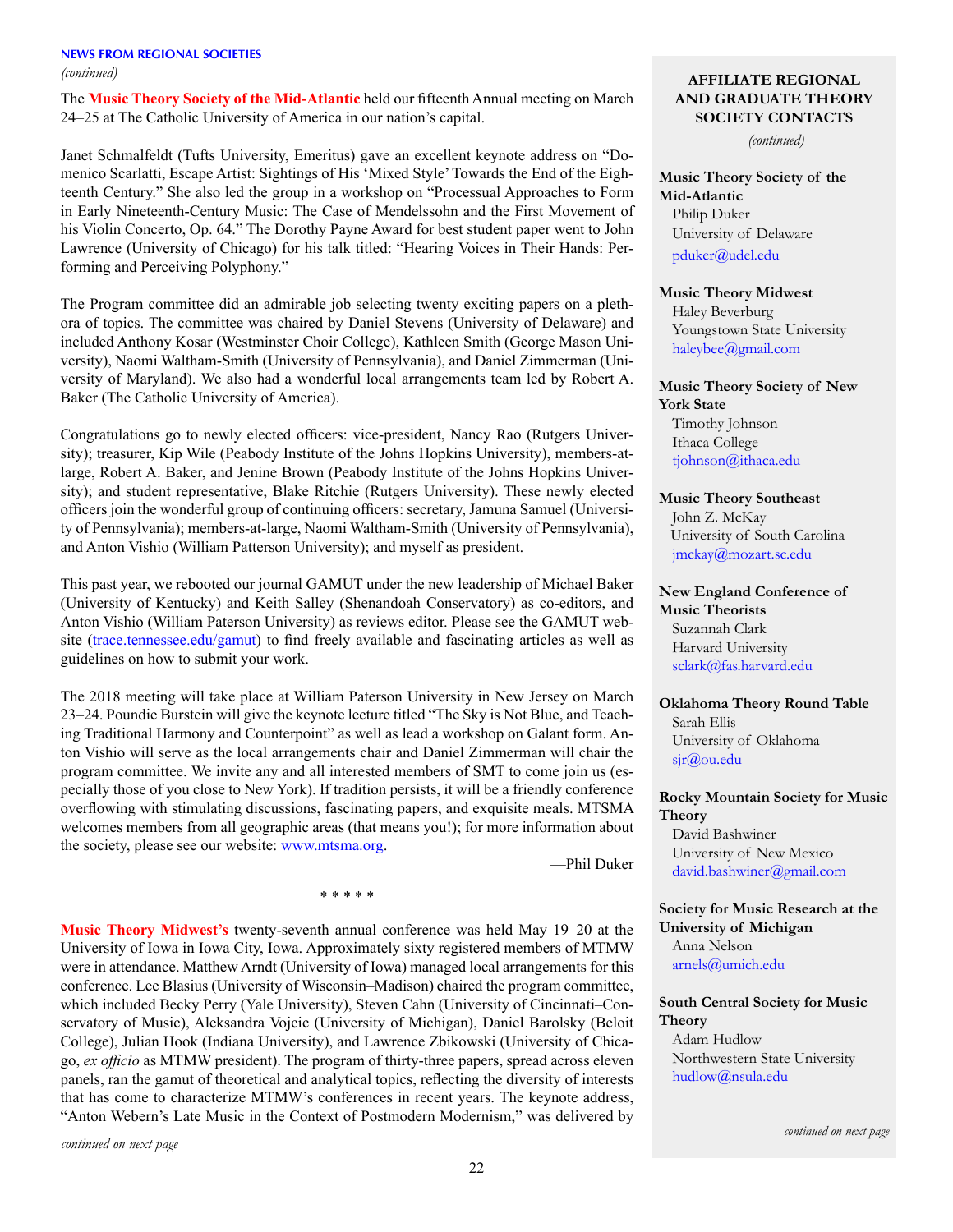**NEWS FROM REGIONAL SOCIETIES**

*(continued)*

The **Music Theory Society of the Mid-Atlantic** held our fifteenth Annual meeting on March 24–25 at The Catholic University of America in our nation's capital.

Janet Schmalfeldt (Tufts University, Emeritus) gave an excellent keynote address on "Domenico Scarlatti, Escape Artist: Sightings of His 'Mixed Style' Towards the End of the Eighteenth Century." She also led the group in a workshop on "Processual Approaches to Form in Early Nineteenth-Century Music: The Case of Mendelssohn and the First Movement of his Violin Concerto, Op. 64." The Dorothy Payne Award for best student paper went to John Lawrence (University of Chicago) for his talk titled: "Hearing Voices in Their Hands: Performing and Perceiving Polyphony."

The Program committee did an admirable job selecting twenty exciting papers on a plethora of topics. The committee was chaired by Daniel Stevens (University of Delaware) and included Anthony Kosar (Westminster Choir College), Kathleen Smith (George Mason University), Naomi Waltham-Smith (University of Pennsylvania), and Daniel Zimmerman (University of Maryland). We also had a wonderful local arrangements team led by Robert A. Baker (The Catholic University of America).

Congratulations go to newly elected officers: vice-president, Nancy Rao (Rutgers University); treasurer, Kip Wile (Peabody Institute of the Johns Hopkins University), members-at-large, Robert A. Baker, and Jenine Brown (Peabody Institute of the Johns Hopkins University); and student representative, Blake Ritchie (Rutgers University). These newly elected officers join the wonderful group of continuing officers: secretary, Jamuna Samuel (University of Pennsylvania); members-at-large, Naomi Waltham-Smith (University of Pennsylvania), and Anton Vishio (William Patterson University); and myself as president.

This past year, we rebooted our journal GAMUT under the new leadership of Michael Baker (University of Kentucky) and Keith Salley (Shenandoah Conservatory) as co-editors, and Anton Vishio (William Paterson University) as reviews editor. Please see the GAMUT website (trace.tennessee.edu/gamut) to find freely available and fascinating articles as well as guidelines on how to submit your work.

The 2018 meeting will take place at William Paterson University in New Jersey on March 23–24. Poundie Burstein will give the keynote lecture titled "The Sky is Not Blue, and Teaching Traditional Harmony and Counterpoint" as well as lead a workshop on Galant form. Anton Vishio will serve as the local arrangements chair and Daniel Zimmerman will chair the program committee. We invite any and all interested members of SMT to come join us (especially those of you close to New York). If tradition persists, it will be a friendly conference overflowing with stimulating discussions, fascinating papers, and exquisite meals. MTSMA welcomes members from all geographic areas (that means you!); for more information about the society, please see our website: www.mtsma.org.

—Phil Duker

\* \* \* \* \*

**Music Theory Midwest's** twenty-seventh annual conference was held May 19–20 at the University of Iowa in Iowa City, Iowa. Approximately sixty registered members of MTMW were in attendance. Matthew Arndt (University of Iowa) managed local arrangements for this conference. Lee Blasius (University of Wisconsin–Madison) chaired the program committee, which included Becky Perry (Yale University), Steven Cahn (University of Cincinnati–Conservatory of Music), Aleksandra Vojcic (University of Michigan), Daniel Barolsky (Beloit College), Julian Hook (Indiana University), and Lawrence Zbikowski (University of Chicago, *ex officio* as MTMW president). The program of thirty-three papers, spread across eleven panels, ran the gamut of theoretical and analytical topics, reflecting the diversity of interests that has come to characterize MTMW's conferences in recent years. The keynote address, "Anton Webern's Late Music in the Context of Postmodern Modernism," was delivered by

*continued on next page*

**AFFILIATE REGIONAL AND GRADUATE THEORY SOCIETY CONTACTS**

*(continued)*

**Music Theory Society of the Mid-Atlantic**
Philip Duker
University of Delaware
pduker@udel.edu

**Music Theory Midwest**
Haley Beverburg
Youngstown State University
haleybee@gmail.com

**Music Theory Society of New York State**
Timothy Johnson
Ithaca College
tjohnson@ithaca.edu

**Music Theory Southeast**
John Z. McKay
University of South Carolina
jmckay@mozart.sc.edu

**New England Conference of Music Theorists**
Suzannah Clark
Harvard University
sclark@fas.harvard.edu

**Oklahoma Theory Round Table**
Sarah Ellis
University of Oklahoma
sjr@ou.edu

**Rocky Mountain Society for Music Theory**
David Bashwiner
University of New Mexico
david.bashwiner@gmail.com

**Society for Music Research at the University of Michigan**
Anna Nelson
arnels@umich.edu

**South Central Society for Music Theory**
Adam Hudlow
Northwestern State University
hudlow@nsula.edu

*continued on next page*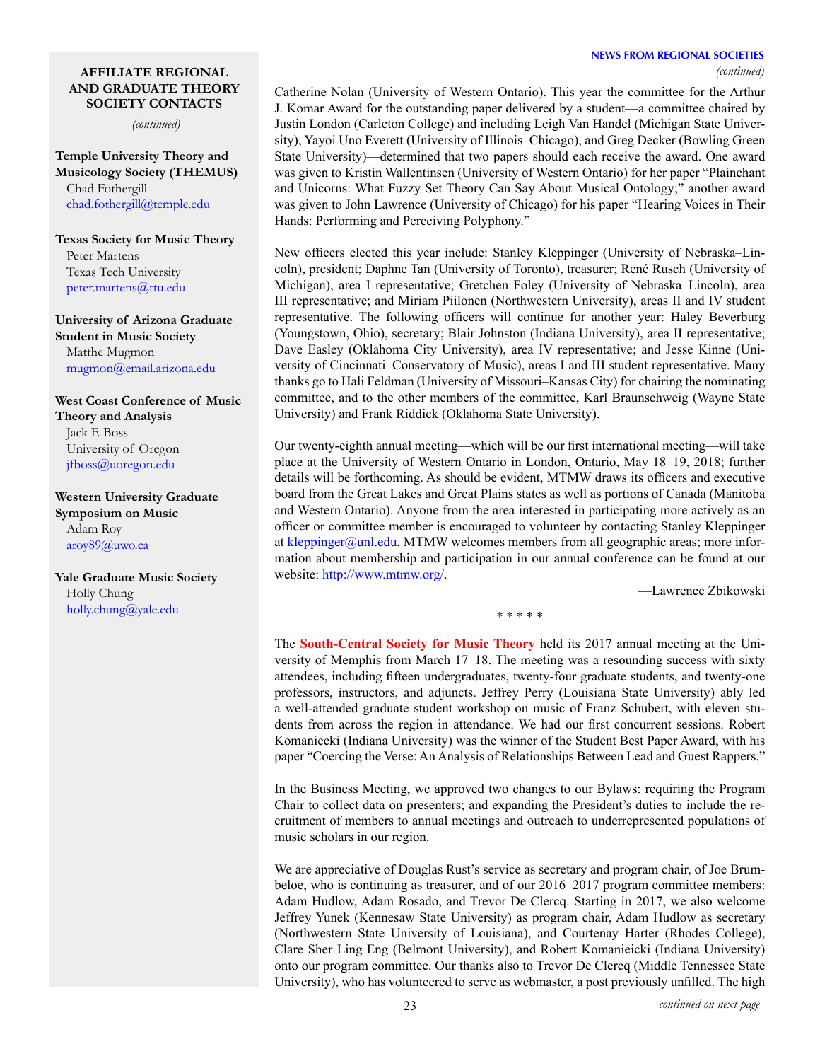### AFFILIATE REGIONAL AND GRADUATE THEORY SOCIETY CONTACTS

*(continued)*

**Temple University Theory and Musicology Society (THEMUS)**
Chad Fothergill
chad.fothergill@temple.edu

**Texas Society for Music Theory**
Peter Martens
Texas Tech University
peter.martens@ttu.edu

**University of Arizona Graduate Student in Music Society**
Matthe Mugmon
mugmon@email.arizona.edu

**West Coast Conference of Music Theory and Analysis**
Jack F. Boss
University of Oregon
jfboss@uoregon.edu

**Western University Graduate Symposium on Music**
Adam Roy
aroy89@uwo.ca

**Yale Graduate Music Society**
Holly Chung
holly.chung@yale.edu

## NEWS FROM REGIONAL SOCIETIES

*(continued)*

Catherine Nolan (University of Western Ontario). This year the committee for the Arthur J. Komar Award for the outstanding paper delivered by a student—a committee chaired by Justin London (Carleton College) and including Leigh Van Handel (Michigan State University), Yayoi Uno Everett (University of Illinois–Chicago), and Greg Decker (Bowling Green State University)—determined that two papers should each receive the award. One award was given to Kristin Wallentinsen (University of Western Ontario) for her paper "Plainchant and Unicorns: What Fuzzy Set Theory Can Say About Musical Ontology;" another award was given to John Lawrence (University of Chicago) for his paper "Hearing Voices in Their Hands: Performing and Perceiving Polyphony."

New officers elected this year include: Stanley Kleppinger (University of Nebraska–Lincoln), president; Daphne Tan (University of Toronto), treasurer; René Rusch (University of Michigan), area I representative; Gretchen Foley (University of Nebraska–Lincoln), area III representative; and Miriam Piilonen (Northwestern University), areas II and IV student representative. The following officers will continue for another year: Haley Beverburg (Youngstown, Ohio), secretary; Blair Johnston (Indiana University), area II representative; Dave Easley (Oklahoma City University), area IV representative; and Jesse Kinne (University of Cincinnati–Conservatory of Music), areas I and III student representative. Many thanks go to Hali Feldman (University of Missouri–Kansas City) for chairing the nominating committee, and to the other members of the committee, Karl Braunschweig (Wayne State University) and Frank Riddick (Oklahoma State University).

Our twenty-eighth annual meeting—which will be our first international meeting—will take place at the University of Western Ontario in London, Ontario, May 18–19, 2018; further details will be forthcoming. As should be evident, MTMW draws its officers and executive board from the Great Lakes and Great Plains states as well as portions of Canada (Manitoba and Western Ontario). Anyone from the area interested in participating more actively as an officer or committee member is encouraged to volunteer by contacting Stanley Kleppinger at kleppinger@unl.edu. MTMW welcomes members from all geographic areas; more information about membership and participation in our annual conference can be found at our website: http://www.mtmw.org/.

—Lawrence Zbikowski

\* \* \* \* \*

The **South-Central Society for Music Theory** held its 2017 annual meeting at the University of Memphis from March 17–18. The meeting was a resounding success with sixty attendees, including fifteen undergraduates, twenty-four graduate students, and twenty-one professors, instructors, and adjuncts. Jeffrey Perry (Louisiana State University) ably led a well-attended graduate student workshop on music of Franz Schubert, with eleven students from across the region in attendance. We had our first concurrent sessions. Robert Komaniecki (Indiana University) was the winner of the Student Best Paper Award, with his paper "Coercing the Verse: An Analysis of Relationships Between Lead and Guest Rappers."

In the Business Meeting, we approved two changes to our Bylaws: requiring the Program Chair to collect data on presenters; and expanding the President's duties to include the recruitment of members to annual meetings and outreach to underrepresented populations of music scholars in our region.

We are appreciative of Douglas Rust's service as secretary and program chair, of Joe Brumbeloe, who is continuing as treasurer, and of our 2016–2017 program committee members: Adam Hudlow, Adam Rosado, and Trevor De Clercq. Starting in 2017, we also welcome Jeffrey Yunek (Kennesaw State University) as program chair, Adam Hudlow as secretary (Northwestern State University of Louisiana), and Courtenay Harter (Rhodes College), Clare Sher Ling Eng (Belmont University), and Robert Komanieicki (Indiana University) onto our program committee. Our thanks also to Trevor De Clercq (Middle Tennessee State University), who has volunteered to serve as webmaster, a post previously unfilled. The high

*continued on next page*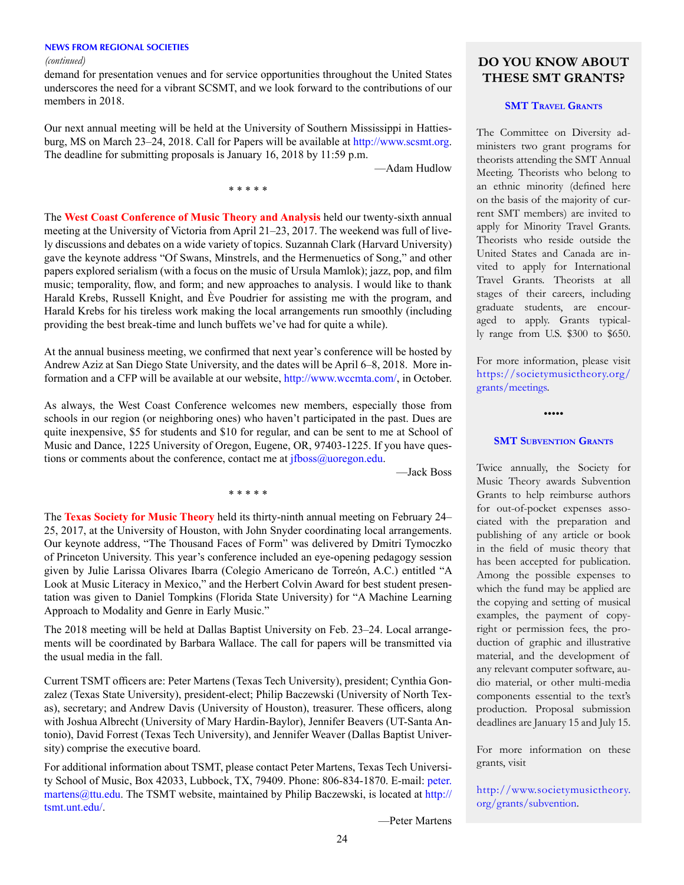**NEWS FROM REGIONAL SOCIETIES**

*(continued)*

demand for presentation venues and for service opportunities throughout the United States underscores the need for a vibrant SCSMT, and we look forward to the contributions of our members in 2018.

Our next annual meeting will be held at the University of Southern Mississippi in Hattiesburg, MS on March 23–24, 2018. Call for Papers will be available at http://www.scsmt.org. The deadline for submitting proposals is January 16, 2018 by 11:59 p.m.

—Adam Hudlow

\* \* \* \* \*

The **West Coast Conference of Music Theory and Analysis** held our twenty-sixth annual meeting at the University of Victoria from April 21–23, 2017. The weekend was full of lively discussions and debates on a wide variety of topics. Suzannah Clark (Harvard University) gave the keynote address "Of Swans, Minstrels, and the Hermenuetics of Song," and other papers explored serialism (with a focus on the music of Ursula Mamlok); jazz, pop, and film music; temporality, flow, and form; and new approaches to analysis. I would like to thank Harald Krebs, Russell Knight, and Ève Poudrier for assisting me with the program, and Harald Krebs for his tireless work making the local arrangements run smoothly (including providing the best break-time and lunch buffets we've had for quite a while).

At the annual business meeting, we confirmed that next year's conference will be hosted by Andrew Aziz at San Diego State University, and the dates will be April 6–8, 2018. More information and a CFP will be available at our website, http://www.wccmta.com/, in October.

As always, the West Coast Conference welcomes new members, especially those from schools in our region (or neighboring ones) who haven't participated in the past. Dues are quite inexpensive, $5 for students and $10 for regular, and can be sent to me at School of Music and Dance, 1225 University of Oregon, Eugene, OR, 97403-1225. If you have questions or comments about the conference, contact me at jfboss@uoregon.edu.

—Jack Boss

\* \* \* \* \*

The **Texas Society for Music Theory** held its thirty-ninth annual meeting on February 24–25, 2017, at the University of Houston, with John Snyder coordinating local arrangements. Our keynote address, "The Thousand Faces of Form" was delivered by Dmitri Tymoczko of Princeton University. This year's conference included an eye-opening pedagogy session given by Julie Larissa Olivares Ibarra (Colegio Americano de Torreón, A.C.) entitled "A Look at Music Literacy in Mexico," and the Herbert Colvin Award for best student presentation was given to Daniel Tompkins (Florida State University) for "A Machine Learning Approach to Modality and Genre in Early Music."

The 2018 meeting will be held at Dallas Baptist University on Feb. 23–24. Local arrangements will be coordinated by Barbara Wallace. The call for papers will be transmitted via the usual media in the fall.

Current TSMT officers are: Peter Martens (Texas Tech University), president; Cynthia Gonzalez (Texas State University), president-elect; Philip Baczewski (University of North Texas), secretary; and Andrew Davis (University of Houston), treasurer. These officers, along with Joshua Albrecht (University of Mary Hardin-Baylor), Jennifer Beavers (UT-Santa Antonio), David Forrest (Texas Tech University), and Jennifer Weaver (Dallas Baptist University) comprise the executive board.

For additional information about TSMT, please contact Peter Martens, Texas Tech University School of Music, Box 42033, Lubbock, TX, 79409. Phone: 806-834-1870. E-mail: peter.martens@ttu.edu. The TSMT website, maintained by Philip Baczewski, is located at http://tsmt.unt.edu/.

—Peter Martens

## DO YOU KNOW ABOUT THESE SMT GRANTS?

### SMT Travel Grants

The Committee on Diversity administers two grant programs for theorists attending the SMT Annual Meeting. Theorists who belong to an ethnic minority (defined here on the basis of the majority of current SMT members) are invited to apply for Minority Travel Grants. Theorists who reside outside the United States and Canada are invited to apply for International Travel Grants. Theorists at all stages of their careers, including graduate students, are encouraged to apply. Grants typically range from U.S. $300 to $650.

For more information, please visit https://societymusictheory.org/grants/meetings.

•••••

### SMT Subvention Grants

Twice annually, the Society for Music Theory awards Subvention Grants to help reimburse authors for out-of-pocket expenses associated with the preparation and publishing of any article or book in the field of music theory that has been accepted for publication. Among the possible expenses to which the fund may be applied are the copying and setting of musical examples, the payment of copyright or permission fees, the production of graphic and illustrative material, and the development of any relevant computer software, audio material, or other multi-media components essential to the text's production. Proposal submission deadlines are January 15 and July 15.

For more information on these grants, visit

http://www.societymusictheory.org/grants/subvention.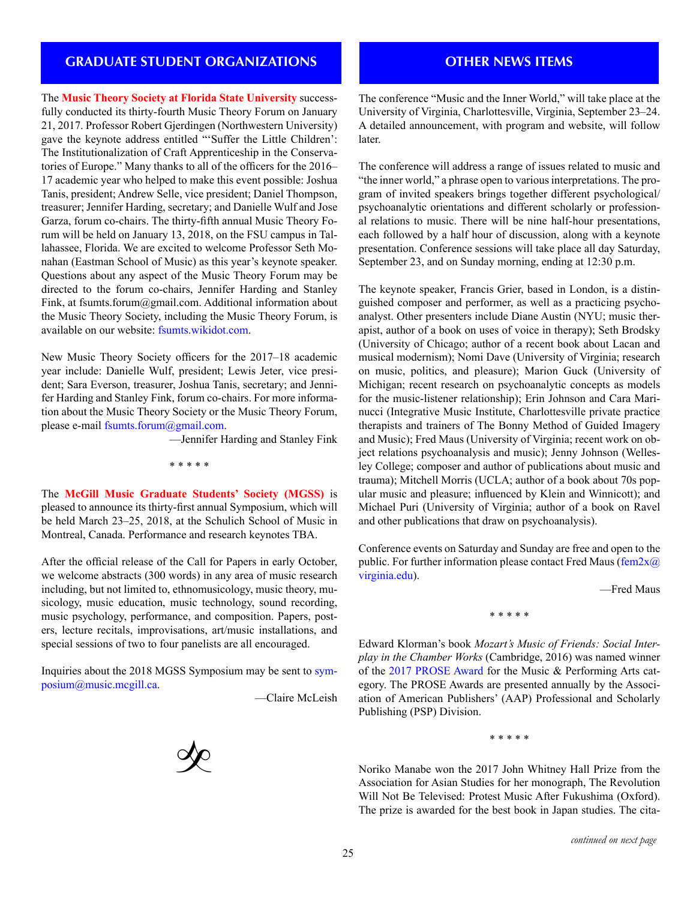## GRADUATE STUDENT ORGANIZATIONS

The **Music Theory Society at Florida State University** successfully conducted its thirty-fourth Music Theory Forum on January 21, 2017. Professor Robert Gjerdingen (Northwestern University) gave the keynote address entitled "'Suffer the Little Children': The Institutionalization of Craft Apprenticeship in the Conservatories of Europe." Many thanks to all of the officers for the 2016–17 academic year who helped to make this event possible: Joshua Tanis, president; Andrew Selle, vice president; Daniel Thompson, treasurer; Jennifer Harding, secretary; and Danielle Wulf and Jose Garza, forum co-chairs. The thirty-fifth annual Music Theory Forum will be held on January 13, 2018, on the FSU campus in Tallahassee, Florida. We are excited to welcome Professor Seth Monahan (Eastman School of Music) as this year's keynote speaker. Questions about any aspect of the Music Theory Forum may be directed to the forum co-chairs, Jennifer Harding and Stanley Fink, at fsumts.forum@gmail.com. Additional information about the Music Theory Society, including the Music Theory Forum, is available on our website: fsumts.wikidot.com.

New Music Theory Society officers for the 2017–18 academic year include: Danielle Wulf, president; Lewis Jeter, vice president; Sara Everson, treasurer, Joshua Tanis, secretary; and Jennifer Harding and Stanley Fink, forum co-chairs. For more information about the Music Theory Society or the Music Theory Forum, please e-mail fsumts.forum@gmail.com.

—Jennifer Harding and Stanley Fink

\* \* \* \* \*

The **McGill Music Graduate Students' Society (MGSS)** is pleased to announce its thirty-first annual Symposium, which will be held March 23–25, 2018, at the Schulich School of Music in Montreal, Canada. Performance and research keynotes TBA.

After the official release of the Call for Papers in early October, we welcome abstracts (300 words) in any area of music research including, but not limited to, ethnomusicology, music theory, musicology, music education, music technology, sound recording, music psychology, performance, and composition. Papers, posters, lecture recitals, improvisations, art/music installations, and special sessions of two to four panelists are all encouraged.

Inquiries about the 2018 MGSS Symposium may be sent to symposium@music.mcgill.ca.

—Claire McLeish

## OTHER NEWS ITEMS

The conference "Music and the Inner World," will take place at the University of Virginia, Charlottesville, Virginia, September 23–24. A detailed announcement, with program and website, will follow later.

The conference will address a range of issues related to music and "the inner world," a phrase open to various interpretations. The program of invited speakers brings together different psychological/psychoanalytic orientations and different scholarly or professional relations to music. There will be nine half-hour presentations, each followed by a half hour of discussion, along with a keynote presentation. Conference sessions will take place all day Saturday, September 23, and on Sunday morning, ending at 12:30 p.m.

The keynote speaker, Francis Grier, based in London, is a distinguished composer and performer, as well as a practicing psychoanalyst. Other presenters include Diane Austin (NYU; music therapist, author of a book on uses of voice in therapy); Seth Brodsky (University of Chicago; author of a recent book about Lacan and musical modernism); Nomi Dave (University of Virginia; research on music, politics, and pleasure); Marion Guck (University of Michigan; recent research on psychoanalytic concepts as models for the music-listener relationship); Erin Johnson and Cara Marinucci (Integrative Music Institute, Charlottesville private practice therapists and trainers of The Bonny Method of Guided Imagery and Music); Fred Maus (University of Virginia; recent work on object relations psychoanalysis and music); Jenny Johnson (Wellesley College; composer and author of publications about music and trauma); Mitchell Morris (UCLA; author of a book about 70s popular music and pleasure; influenced by Klein and Winnicott); and Michael Puri (University of Virginia; author of a book on Ravel and other publications that draw on psychoanalysis).

Conference events on Saturday and Sunday are free and open to the public. For further information please contact Fred Maus (fem2x@virginia.edu).

—Fred Maus

\* \* \* \* \*

Edward Klorman's book *Mozart's Music of Friends: Social Interplay in the Chamber Works* (Cambridge, 2016) was named winner of the 2017 PROSE Award for the Music & Performing Arts category. The PROSE Awards are presented annually by the Association of American Publishers' (AAP) Professional and Scholarly Publishing (PSP) Division.

\* \* \* \* \*

Noriko Manabe won the 2017 John Whitney Hall Prize from the Association for Asian Studies for her monograph, The Revolution Will Not Be Televised: Protest Music After Fukushima (Oxford). The prize is awarded for the best book in Japan studies. The cita-

*continued on next page*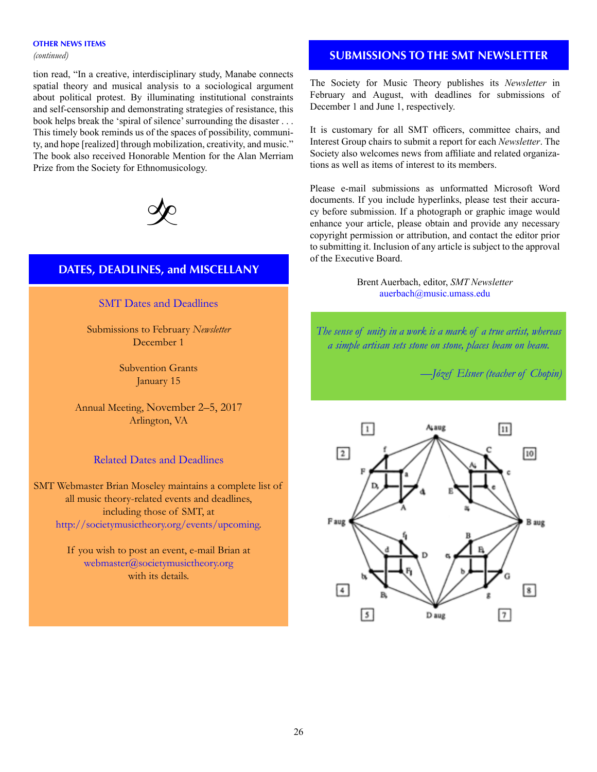**OTHER NEWS ITEMS**

*(continued)*

tion read, "In a creative, interdisciplinary study, Manabe connects spatial theory and musical analysis to a sociological argument about political protest. By illuminating institutional constraints and self-censorship and demonstrating strategies of resistance, this book helps break the 'spiral of silence' surrounding the disaster . . . This timely book reminds us of the spaces of possibility, community, and hope [realized] through mobilization, creativity, and music." The book also received Honorable Mention for the Alan Merriam Prize from the Society for Ethnomusicology.

## DATES, DEADLINES, and MISCELLANY

### SMT Dates and Deadlines

Submissions to February *Newsletter*
December 1

Subvention Grants
January 15

Annual Meeting, November 2–5, 2017
Arlington, VA

### Related Dates and Deadlines

SMT Webmaster Brian Moseley maintains a complete list of all music theory-related events and deadlines, including those of SMT, at http://societymusictheory.org/events/upcoming.

If you wish to post an event, e-mail Brian at webmaster@societymusictheory.org with its details.

## SUBMISSIONS TO THE SMT NEWSLETTER

The Society for Music Theory publishes its *Newsletter* in February and August, with deadlines for submissions of December 1 and June 1, respectively.

It is customary for all SMT officers, committee chairs, and Interest Group chairs to submit a report for each *Newsletter*. The Society also welcomes news from affiliate and related organizations as well as items of interest to its members.

Please e-mail submissions as unformatted Microsoft Word documents. If you include hyperlinks, please test their accuracy before submission. If a photograph or graphic image would enhance your article, please obtain and provide any necessary copyright permission or attribution, and contact the editor prior to submitting it. Inclusion of any article is subject to the approval of the Executive Board.

Brent Auerbach, editor, *SMT Newsletter*
auerbach@music.umass.edu

*The sense of unity in a work is a mark of a true artist, whereas a simple artisan sets stone on stone, places beam on beam.*

*—Józef Elsner (teacher of Chopin)*